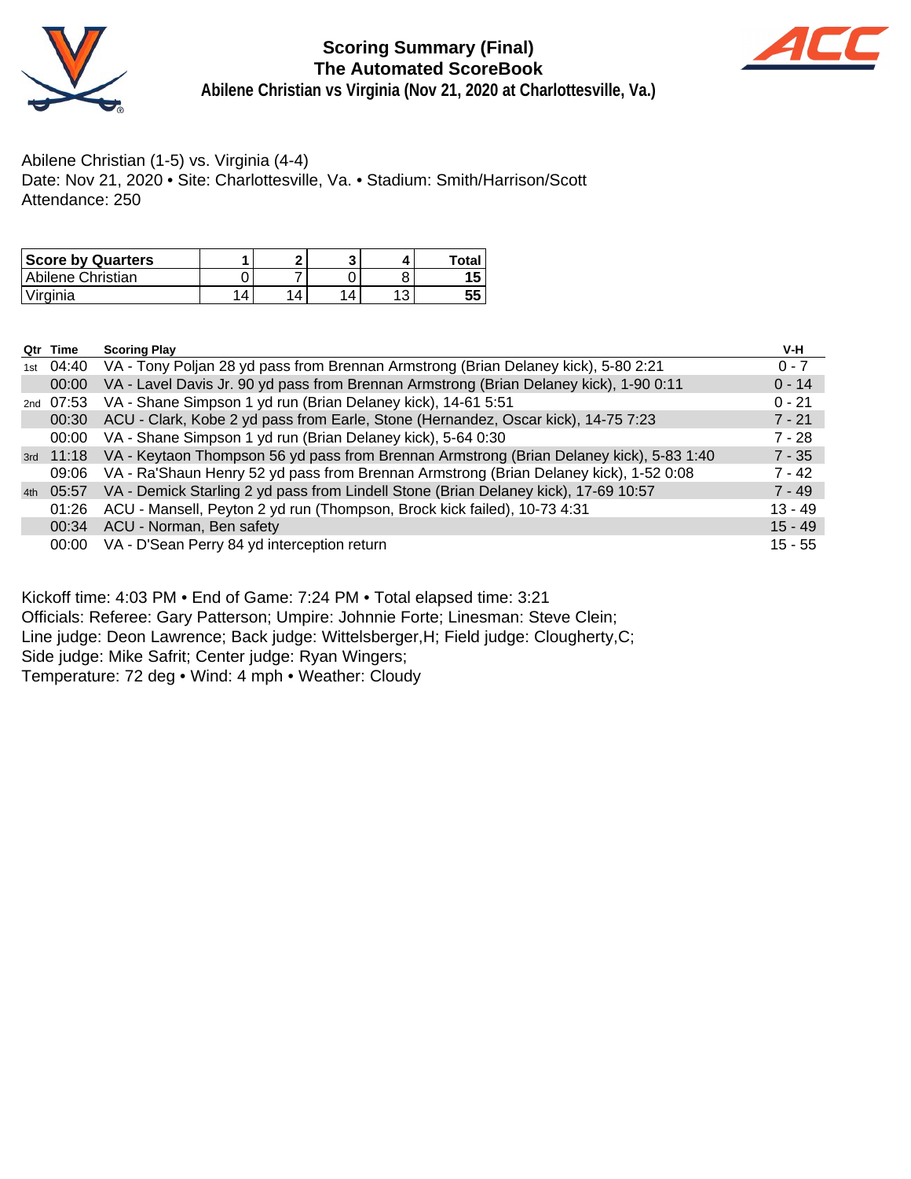# Scoring Summary (Final)
## The Automated ScoreBook
### Abilene Christian vs Virginia (Nov 21, 2020 at Charlottesville, Va.)

Abilene Christian (1-5) vs. Virginia (4-4)
Date: Nov 21, 2020 • Site: Charlottesville, Va. • Stadium: Smith/Harrison/Scott
Attendance: 250

| Score by Quarters | 1 | 2 | 3 | 4 | Total |
|---|---|---|---|---|---|
| Abilene Christian | 0 | 7 | 0 | 8 | 15 |
| Virginia | 14 | 14 | 14 | 13 | 55 |

| Qtr | Time | Scoring Play | V-H |
|---|---|---|---|
| 1st | 04:40 | VA - Tony Poljan 28 yd pass from Brennan Armstrong (Brian Delaney kick), 5-80 2:21 | 0 - 7 |
| | 00:00 | VA - Lavel Davis Jr. 90 yd pass from Brennan Armstrong (Brian Delaney kick), 1-90 0:11 | 0 - 14 |
| 2nd | 07:53 | VA - Shane Simpson 1 yd run (Brian Delaney kick), 14-61 5:51 | 0 - 21 |
| | 00:30 | ACU - Clark, Kobe 2 yd pass from Earle, Stone (Hernandez, Oscar kick), 14-75 7:23 | 7 - 21 |
| | 00:00 | VA - Shane Simpson 1 yd run (Brian Delaney kick), 5-64 0:30 | 7 - 28 |
| 3rd | 11:18 | VA - Keytaon Thompson 56 yd pass from Brennan Armstrong (Brian Delaney kick), 5-83 1:40 | 7 - 35 |
| | 09:06 | VA - Ra'Shaun Henry 52 yd pass from Brennan Armstrong (Brian Delaney kick), 1-52 0:08 | 7 - 42 |
| 4th | 05:57 | VA - Demick Starling 2 yd pass from Lindell Stone (Brian Delaney kick), 17-69 10:57 | 7 - 49 |
| | 01:26 | ACU - Mansell, Peyton 2 yd run (Thompson, Brock kick failed), 10-73 4:31 | 13 - 49 |
| | 00:34 | ACU - Norman, Ben safety | 15 - 49 |
| | 00:00 | VA - D'Sean Perry 84 yd interception return | 15 - 55 |

Kickoff time: 4:03 PM • End of Game: 7:24 PM • Total elapsed time: 3:21
Officials: Referee: Gary Patterson; Umpire: Johnnie Forte; Linesman: Steve Clein;
Line judge: Deon Lawrence; Back judge: Wittelsberger,H; Field judge: Clougherty,C;
Side judge: Mike Safrit; Center judge: Ryan Wingers;
Temperature: 72 deg • Wind: 4 mph • Weather: Cloudy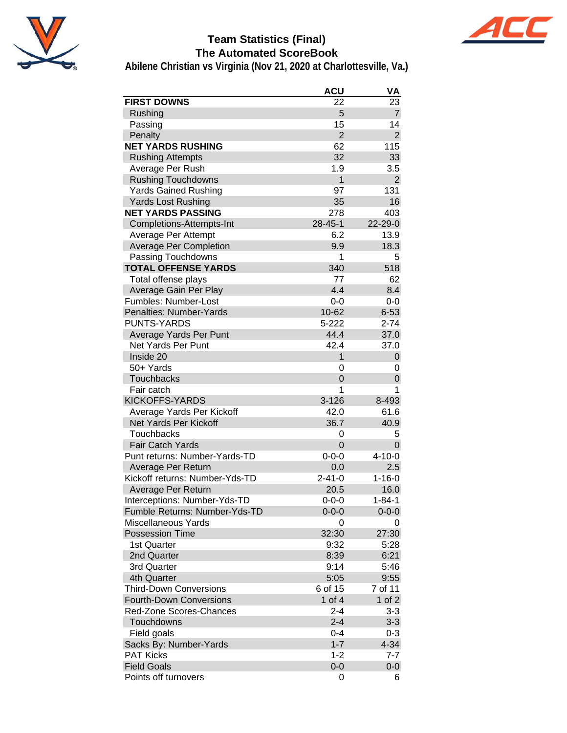# Team Statistics (Final)
## The Automated ScoreBook
### Abilene Christian vs Virginia (Nov 21, 2020 at Charlottesville, Va.)

| | ACU | VA |
|---|---|---|
| **FIRST DOWNS** | 22 | 23 |
| Rushing | 5 | 7 |
| Passing | 15 | 14 |
| Penalty | 2 | 2 |
| **NET YARDS RUSHING** | 62 | 115 |
| Rushing Attempts | 32 | 33 |
| Average Per Rush | 1.9 | 3.5 |
| Rushing Touchdowns | 1 | 2 |
| Yards Gained Rushing | 97 | 131 |
| Yards Lost Rushing | 35 | 16 |
| **NET YARDS PASSING** | 278 | 403 |
| Completions-Attempts-Int | 28-45-1 | 22-29-0 |
| Average Per Attempt | 6.2 | 13.9 |
| Average Per Completion | 9.9 | 18.3 |
| Passing Touchdowns | 1 | 5 |
| **TOTAL OFFENSE YARDS** | 340 | 518 |
| Total offense plays | 77 | 62 |
| Average Gain Per Play | 4.4 | 8.4 |
| Fumbles: Number-Lost | 0-0 | 0-0 |
| Penalties: Number-Yards | 10-62 | 6-53 |
| PUNTS-YARDS | 5-222 | 2-74 |
| Average Yards Per Punt | 44.4 | 37.0 |
| Net Yards Per Punt | 42.4 | 37.0 |
| Inside 20 | 1 | 0 |
| 50+ Yards | 0 | 0 |
| Touchbacks | 0 | 0 |
| Fair catch | 1 | 1 |
| KICKOFFS-YARDS | 3-126 | 8-493 |
| Average Yards Per Kickoff | 42.0 | 61.6 |
| Net Yards Per Kickoff | 36.7 | 40.9 |
| Touchbacks | 0 | 5 |
| Fair Catch Yards | 0 | 0 |
| Punt returns: Number-Yards-TD | 0-0-0 | 4-10-0 |
| Average Per Return | 0.0 | 2.5 |
| Kickoff returns: Number-Yds-TD | 2-41-0 | 1-16-0 |
| Average Per Return | 20.5 | 16.0 |
| Interceptions: Number-Yds-TD | 0-0-0 | 1-84-1 |
| Fumble Returns: Number-Yds-TD | 0-0-0 | 0-0-0 |
| Miscellaneous Yards | 0 | 0 |
| Possession Time | 32:30 | 27:30 |
| 1st Quarter | 9:32 | 5:28 |
| 2nd Quarter | 8:39 | 6:21 |
| 3rd Quarter | 9:14 | 5:46 |
| 4th Quarter | 5:05 | 9:55 |
| Third-Down Conversions | 6 of 15 | 7 of 11 |
| Fourth-Down Conversions | 1 of 4 | 1 of 2 |
| Red-Zone Scores-Chances | 2-4 | 3-3 |
| Touchdowns | 2-4 | 3-3 |
| Field goals | 0-4 | 0-3 |
| Sacks By: Number-Yards | 1-7 | 4-34 |
| PAT Kicks | 1-2 | 7-7 |
| Field Goals | 0-0 | 0-0 |
| Points off turnovers | 0 | 6 |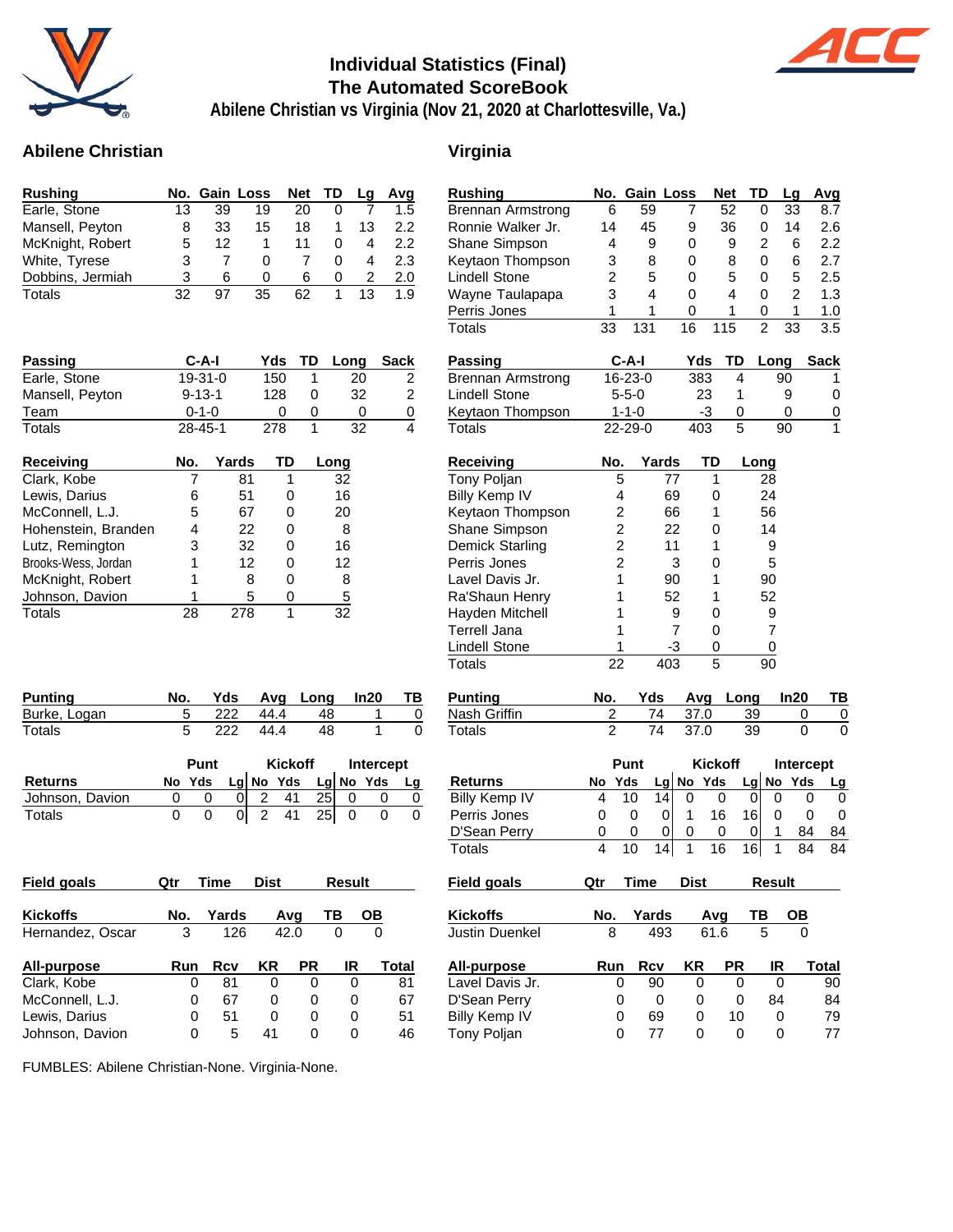# Individual Statistics (Final)
## The Automated ScoreBook
### Abilene Christian vs Virginia (Nov 21, 2020 at Charlottesville, Va.)

## Abilene Christian

| Rushing | No. | Gain | Loss | Net | TD | Lg | Avg |
|---|---|---|---|---|---|---|---|
| Earle, Stone | 13 | 39 | 19 | 20 | 0 | 7 | 1.5 |
| Mansell, Peyton | 8 | 33 | 15 | 18 | 1 | 13 | 2.2 |
| McKnight, Robert | 5 | 12 | 1 | 11 | 0 | 4 | 2.2 |
| White, Tyrese | 3 | 7 | 0 | 7 | 0 | 4 | 2.3 |
| Dobbins, Jermiah | 3 | 6 | 0 | 6 | 0 | 2 | 2.0 |
| Totals | 32 | 97 | 35 | 62 | 1 | 13 | 1.9 |

| Passing | C-A-I | Yds | TD | Long | Sack |
|---|---|---|---|---|---|
| Earle, Stone | 19-31-0 | 150 | 1 | 20 | 2 |
| Mansell, Peyton | 9-13-1 | 128 | 0 | 32 | 2 |
| Team | 0-1-0 | 0 | 0 | 0 | 0 |
| Totals | 28-45-1 | 278 | 1 | 32 | 4 |

| Receiving | No. | Yards | TD | Long |
|---|---|---|---|---|
| Clark, Kobe | 7 | 81 | 1 | 32 |
| Lewis, Darius | 6 | 51 | 0 | 16 |
| McConnell, L.J. | 5 | 67 | 0 | 20 |
| Hohenstein, Branden | 4 | 22 | 0 | 8 |
| Lutz, Remington | 3 | 32 | 0 | 16 |
| Brooks-Wess, Jordan | 1 | 12 | 0 | 12 |
| McKnight, Robert | 1 | 8 | 0 | 8 |
| Johnson, Davion | 1 | 5 | 0 | 5 |
| Totals | 28 | 278 | 1 | 32 |

| Punting | No. | Yds | Avg | Long | In20 | TB |
|---|---|---|---|---|---|---|
| Burke, Logan | 5 | 222 | 44.4 | 48 | 1 | 0 |
| Totals | 5 | 222 | 44.4 | 48 | 1 | 0 |

| | Punt | | | Kickoff | | | Intercept | | |
|---|---|---|---|---|---|---|---|---|---|
| Returns | No | Yds | Lg | No | Yds | Lg | No | Yds | Lg |
| Johnson, Davion | 0 | 0 | 0 | 2 | 41 | 25 | 0 | 0 | 0 |
| Totals | 0 | 0 | 0 | 2 | 41 | 25 | 0 | 0 | 0 |

| Field goals | Qtr | Time | Dist | Result |
|---|---|---|---|---|

| Kickoffs | No. | Yards | Avg | TB | OB |
|---|---|---|---|---|---|
| Hernandez, Oscar | 3 | 126 | 42.0 | 0 | 0 |

| All-purpose | Run | Rcv | KR | PR | IR | Total |
|---|---|---|---|---|---|---|
| Clark, Kobe | 0 | 81 | 0 | 0 | 0 | 81 |
| McConnell, L.J. | 0 | 67 | 0 | 0 | 0 | 67 |
| Lewis, Darius | 0 | 51 | 0 | 0 | 0 | 51 |
| Johnson, Davion | 0 | 5 | 41 | 0 | 0 | 46 |

## Virginia

| Rushing | No. | Gain | Loss | Net | TD | Lg | Avg |
|---|---|---|---|---|---|---|---|
| Brennan Armstrong | 6 | 59 | 7 | 52 | 0 | 33 | 8.7 |
| Ronnie Walker Jr. | 14 | 45 | 9 | 36 | 0 | 14 | 2.6 |
| Shane Simpson | 4 | 9 | 0 | 9 | 2 | 6 | 2.2 |
| Keytaon Thompson | 3 | 8 | 0 | 8 | 0 | 6 | 2.7 |
| Lindell Stone | 2 | 5 | 0 | 5 | 0 | 5 | 2.5 |
| Wayne Taulapapa | 3 | 4 | 0 | 4 | 0 | 2 | 1.3 |
| Perris Jones | 1 | 1 | 0 | 1 | 0 | 1 | 1.0 |
| Totals | 33 | 131 | 16 | 115 | 2 | 33 | 3.5 |

| Passing | C-A-I | Yds | TD | Long | Sack |
|---|---|---|---|---|---|
| Brennan Armstrong | 16-23-0 | 383 | 4 | 90 | 1 |
| Lindell Stone | 5-5-0 | 23 | 1 | 9 | 0 |
| Keytaon Thompson | 1-1-0 | -3 | 0 | 0 | 0 |
| Totals | 22-29-0 | 403 | 5 | 90 | 1 |

| Receiving | No. | Yards | TD | Long |
|---|---|---|---|---|
| Tony Poljan | 5 | 77 | 1 | 28 |
| Billy Kemp IV | 4 | 69 | 0 | 24 |
| Keytaon Thompson | 2 | 66 | 1 | 56 |
| Shane Simpson | 2 | 22 | 0 | 14 |
| Demick Starling | 2 | 11 | 1 | 9 |
| Perris Jones | 2 | 3 | 0 | 5 |
| Lavel Davis Jr. | 1 | 90 | 1 | 90 |
| Ra'Shaun Henry | 1 | 52 | 1 | 52 |
| Hayden Mitchell | 1 | 9 | 0 | 9 |
| Terrell Jana | 1 | 7 | 0 | 7 |
| Lindell Stone | 1 | -3 | 0 | 0 |
| Totals | 22 | 403 | 5 | 90 |

| Punting | No. | Yds | Avg | Long | In20 | TB |
|---|---|---|---|---|---|---|
| Nash Griffin | 2 | 74 | 37.0 | 39 | 0 | 0 |
| Totals | 2 | 74 | 37.0 | 39 | 0 | 0 |

| | Punt | | | Kickoff | | | Intercept | | |
|---|---|---|---|---|---|---|---|---|---|
| Returns | No | Yds | Lg | No | Yds | Lg | No | Yds | Lg |
| Billy Kemp IV | 4 | 10 | 14 | 0 | 0 | 0 | 0 | 0 | 0 |
| Perris Jones | 0 | 0 | 0 | 1 | 16 | 16 | 0 | 0 | 0 |
| D'Sean Perry | 0 | 0 | 0 | 0 | 0 | 0 | 1 | 84 | 84 |
| Totals | 4 | 10 | 14 | 1 | 16 | 16 | 1 | 84 | 84 |

| Field goals | Qtr | Time | Dist | Result |
|---|---|---|---|---|

| Kickoffs | No. | Yards | Avg | TB | OB |
|---|---|---|---|---|---|
| Justin Duenkel | 8 | 493 | 61.6 | 5 | 0 |

| All-purpose | Run | Rcv | KR | PR | IR | Total |
|---|---|---|---|---|---|---|
| Lavel Davis Jr. | 0 | 90 | 0 | 0 | 0 | 90 |
| D'Sean Perry | 0 | 0 | 0 | 0 | 84 | 84 |
| Billy Kemp IV | 0 | 69 | 0 | 10 | 0 | 79 |
| Tony Poljan | 0 | 77 | 0 | 0 | 0 | 77 |

FUMBLES: Abilene Christian-None. Virginia-None.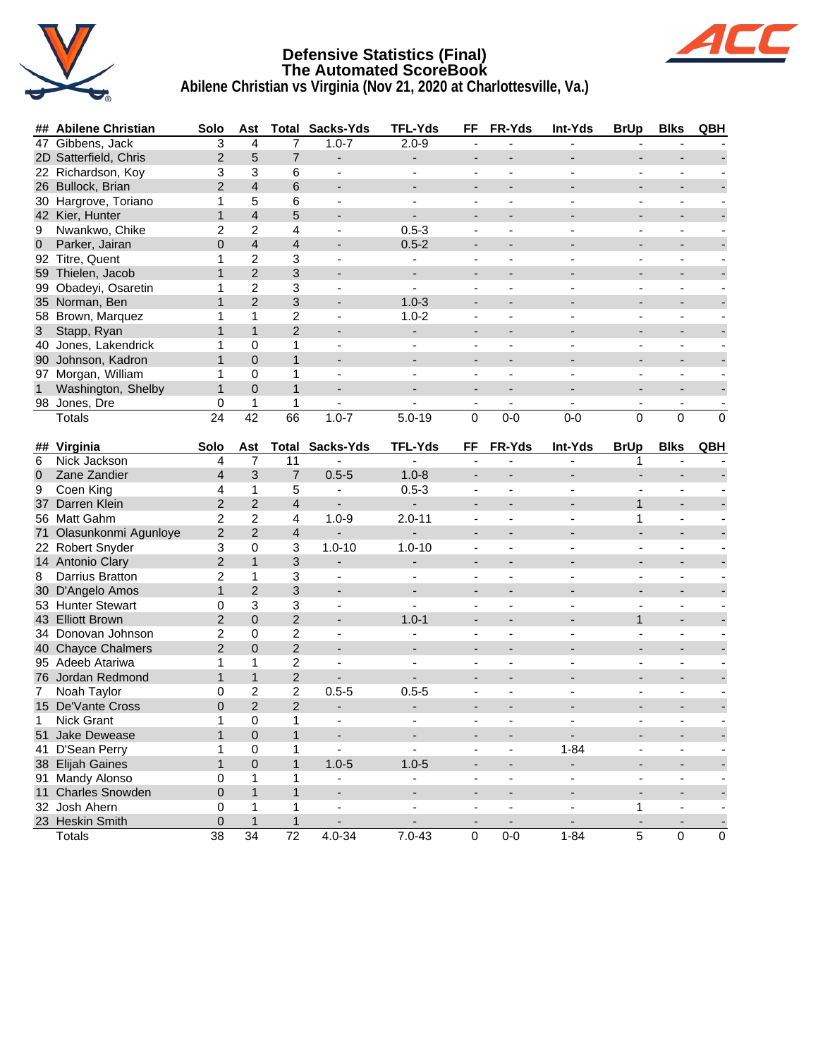# Defensive Statistics (Final)
## The Automated ScoreBook
### Abilene Christian vs Virginia (Nov 21, 2020 at Charlottesville, Va.)

| ## | Abilene Christian | Solo | Ast | Total | Sacks-Yds | TFL-Yds | FF | FR-Yds | Int-Yds | BrUp | Blks | QBH |
|---|---|---|---|---|---|---|---|---|---|---|---|---|
| 47 | Gibbens, Jack | 3 | 4 | 7 | 1.0-7 | 2.0-9 | - | - | - | - | - | - |
| 2D | Satterfield, Chris | 2 | 5 | 7 | - | - | - | - | - | - | - | - |
| 22 | Richardson, Koy | 3 | 3 | 6 | - | - | - | - | - | - | - | - |
| 26 | Bullock, Brian | 2 | 4 | 6 | - | - | - | - | - | - | - | - |
| 30 | Hargrove, Toriano | 1 | 5 | 6 | - | - | - | - | - | - | - | - |
| 42 | Kier, Hunter | 1 | 4 | 5 | - | - | - | - | - | - | - | - |
| 9 | Nwankwo, Chike | 2 | 2 | 4 | - | 0.5-3 | - | - | - | - | - | - |
| 0 | Parker, Jairan | 0 | 4 | 4 | - | 0.5-2 | - | - | - | - | - | - |
| 92 | Titre, Quent | 1 | 2 | 3 | - | - | - | - | - | - | - | - |
| 59 | Thielen, Jacob | 1 | 2 | 3 | - | - | - | - | - | - | - | - |
| 99 | Obadeyi, Osaretin | 1 | 2 | 3 | - | - | - | - | - | - | - | - |
| 35 | Norman, Ben | 1 | 2 | 3 | - | 1.0-3 | - | - | - | - | - | - |
| 58 | Brown, Marquez | 1 | 1 | 2 | - | 1.0-2 | - | - | - | - | - | - |
| 3 | Stapp, Ryan | 1 | 1 | 2 | - | - | - | - | - | - | - | - |
| 40 | Jones, Lakendrick | 1 | 0 | 1 | - | - | - | - | - | - | - | - |
| 90 | Johnson, Kadron | 1 | 0 | 1 | - | - | - | - | - | - | - | - |
| 97 | Morgan, William | 1 | 0 | 1 | - | - | - | - | - | - | - | - |
| 1 | Washington, Shelby | 1 | 0 | 1 | - | - | - | - | - | - | - | - |
| 98 | Jones, Dre | 0 | 1 | 1 | - | - | - | - | - | - | - | - |
| | Totals | 24 | 42 | 66 | 1.0-7 | 5.0-19 | 0 | 0-0 | 0-0 | 0 | 0 | 0 |

| ## | Virginia | Solo | Ast | Total | Sacks-Yds | TFL-Yds | FF | FR-Yds | Int-Yds | BrUp | Blks | QBH |
|---|---|---|---|---|---|---|---|---|---|---|---|---|
| 6 | Nick Jackson | 4 | 7 | 11 | - | - | - | - | - | 1 | - | - |
| 0 | Zane Zandier | 4 | 3 | 7 | 0.5-5 | 1.0-8 | - | - | - | - | - | - |
| 9 | Coen King | 4 | 1 | 5 | - | 0.5-3 | - | - | - | - | - | - |
| 37 | Darren Klein | 2 | 2 | 4 | - | - | - | - | - | 1 | - | - |
| 56 | Matt Gahm | 2 | 2 | 4 | 1.0-9 | 2.0-11 | - | - | - | 1 | - | - |
| 71 | Olasunkonmi Agunloye | 2 | 2 | 4 | - | - | - | - | - | - | - | - |
| 22 | Robert Snyder | 3 | 0 | 3 | 1.0-10 | 1.0-10 | - | - | - | - | - | - |
| 14 | Antonio Clary | 2 | 1 | 3 | - | - | - | - | - | - | - | - |
| 8 | Darrius Bratton | 2 | 1 | 3 | - | - | - | - | - | - | - | - |
| 30 | D'Angelo Amos | 1 | 2 | 3 | - | - | - | - | - | - | - | - |
| 53 | Hunter Stewart | 0 | 3 | 3 | - | - | - | - | - | - | - | - |
| 43 | Elliott Brown | 2 | 0 | 2 | - | 1.0-1 | - | - | - | 1 | - | - |
| 34 | Donovan Johnson | 2 | 0 | 2 | - | - | - | - | - | - | - | - |
| 40 | Chayce Chalmers | 2 | 0 | 2 | - | - | - | - | - | - | - | - |
| 95 | Adeeb Atariwa | 1 | 1 | 2 | - | - | - | - | - | - | - | - |
| 76 | Jordan Redmond | 1 | 1 | 2 | - | - | - | - | - | - | - | - |
| 7 | Noah Taylor | 0 | 2 | 2 | 0.5-5 | 0.5-5 | - | - | - | - | - | - |
| 15 | De'Vante Cross | 0 | 2 | 2 | - | - | - | - | - | - | - | - |
| 1 | Nick Grant | 1 | 0 | 1 | - | - | - | - | - | - | - | - |
| 51 | Jake Dewease | 1 | 0 | 1 | - | - | - | - | - | - | - | - |
| 41 | D'Sean Perry | 1 | 0 | 1 | - | - | - | - | 1-84 | - | - | - |
| 38 | Elijah Gaines | 1 | 0 | 1 | 1.0-5 | 1.0-5 | - | - | - | - | - | - |
| 91 | Mandy Alonso | 0 | 1 | 1 | - | - | - | - | - | - | - | - |
| 11 | Charles Snowden | 0 | 1 | 1 | - | - | - | - | - | - | - | - |
| 32 | Josh Ahern | 0 | 1 | 1 | - | - | - | - | - | 1 | - | - |
| 23 | Heskin Smith | 0 | 1 | 1 | - | - | - | - | - | - | - | - |
| | Totals | 38 | 34 | 72 | 4.0-34 | 7.0-43 | 0 | 0-0 | 1-84 | 5 | 0 | 0 |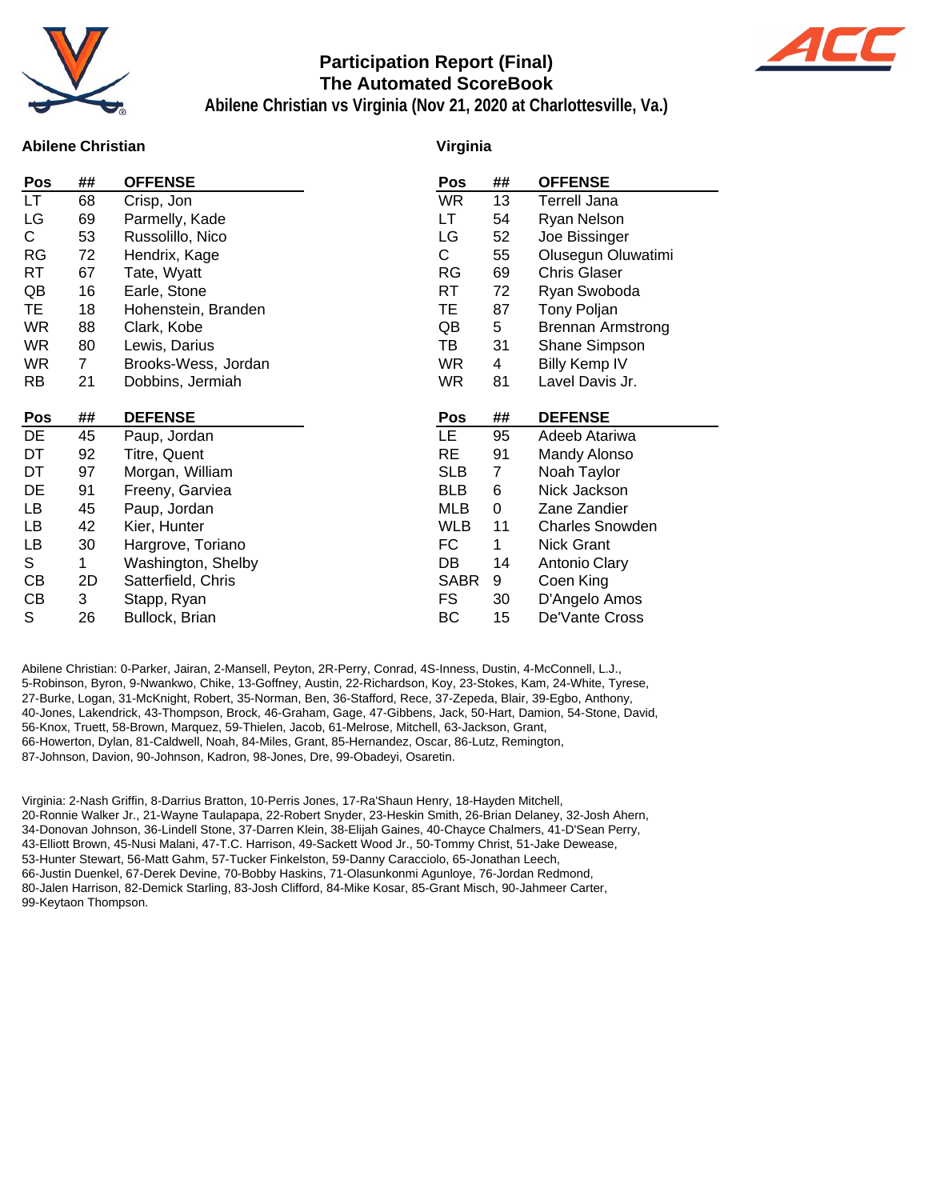# Participation Report (Final)
## The Automated ScoreBook
### Abilene Christian vs Virginia (Nov 21, 2020 at Charlottesville, Va.)

**Abilene Christian**

| Pos | ## | OFFENSE |
|---|---|---|
| LT | 68 | Crisp, Jon |
| LG | 69 | Parmelly, Kade |
| C | 53 | Russolillo, Nico |
| RG | 72 | Hendrix, Kage |
| RT | 67 | Tate, Wyatt |
| QB | 16 | Earle, Stone |
| TE | 18 | Hohenstein, Branden |
| WR | 88 | Clark, Kobe |
| WR | 80 | Lewis, Darius |
| WR | 7 | Brooks-Wess, Jordan |
| RB | 21 | Dobbins, Jermiah |

| Pos | ## | DEFENSE |
|---|---|---|
| DE | 45 | Paup, Jordan |
| DT | 92 | Titre, Quent |
| DT | 97 | Morgan, William |
| DE | 91 | Freeny, Garviea |
| LB | 45 | Paup, Jordan |
| LB | 42 | Kier, Hunter |
| LB | 30 | Hargrove, Toriano |
| S | 1 | Washington, Shelby |
| CB | 2D | Satterfield, Chris |
| CB | 3 | Stapp, Ryan |
| S | 26 | Bullock, Brian |

**Virginia**

| Pos | ## | OFFENSE |
|---|---|---|
| WR | 13 | Terrell Jana |
| LT | 54 | Ryan Nelson |
| LG | 52 | Joe Bissinger |
| C | 55 | Olusegun Oluwatimi |
| RG | 69 | Chris Glaser |
| RT | 72 | Ryan Swoboda |
| TE | 87 | Tony Poljan |
| QB | 5 | Brennan Armstrong |
| TB | 31 | Shane Simpson |
| WR | 4 | Billy Kemp IV |
| WR | 81 | Lavel Davis Jr. |

| Pos | ## | DEFENSE |
|---|---|---|
| LE | 95 | Adeeb Atariwa |
| RE | 91 | Mandy Alonso |
| SLB | 7 | Noah Taylor |
| BLB | 6 | Nick Jackson |
| MLB | 0 | Zane Zandier |
| WLB | 11 | Charles Snowden |
| FC | 1 | Nick Grant |
| DB | 14 | Antonio Clary |
| SABR | 9 | Coen King |
| FS | 30 | D'Angelo Amos |
| BC | 15 | De'Vante Cross |

Abilene Christian: 0-Parker, Jairan, 2-Mansell, Peyton, 2R-Perry, Conrad, 4S-Inness, Dustin, 4-McConnell, L.J., 5-Robinson, Byron, 9-Nwankwo, Chike, 13-Goffney, Austin, 22-Richardson, Koy, 23-Stokes, Kam, 24-White, Tyrese, 27-Burke, Logan, 31-McKnight, Robert, 35-Norman, Ben, 36-Stafford, Rece, 37-Zepeda, Blair, 39-Egbo, Anthony, 40-Jones, Lakendrick, 43-Thompson, Brock, 46-Graham, Gage, 47-Gibbens, Jack, 50-Hart, Damion, 54-Stone, David, 56-Knox, Truett, 58-Brown, Marquez, 59-Thielen, Jacob, 61-Melrose, Mitchell, 63-Jackson, Grant, 66-Howerton, Dylan, 81-Caldwell, Noah, 84-Miles, Grant, 85-Hernandez, Oscar, 86-Lutz, Remington, 87-Johnson, Davion, 90-Johnson, Kadron, 98-Jones, Dre, 99-Obadeyi, Osaretin.

Virginia: 2-Nash Griffin, 8-Darrius Bratton, 10-Perris Jones, 17-Ra'Shaun Henry, 18-Hayden Mitchell, 20-Ronnie Walker Jr., 21-Wayne Taulapapa, 22-Robert Snyder, 23-Heskin Smith, 26-Brian Delaney, 32-Josh Ahern, 34-Donovan Johnson, 36-Lindell Stone, 37-Darren Klein, 38-Elijah Gaines, 40-Chayce Chalmers, 41-D'Sean Perry, 43-Elliott Brown, 45-Nusi Malani, 47-T.C. Harrison, 49-Sackett Wood Jr., 50-Tommy Christ, 51-Jake Dewease, 53-Hunter Stewart, 56-Matt Gahm, 57-Tucker Finkelston, 59-Danny Caracciolo, 65-Jonathan Leech, 66-Justin Duenkel, 67-Derek Devine, 70-Bobby Haskins, 71-Olasunkonmi Agunloye, 76-Jordan Redmond, 80-Jalen Harrison, 82-Demick Starling, 83-Josh Clifford, 84-Mike Kosar, 85-Grant Misch, 90-Jahmeer Carter, 99-Keytaon Thompson.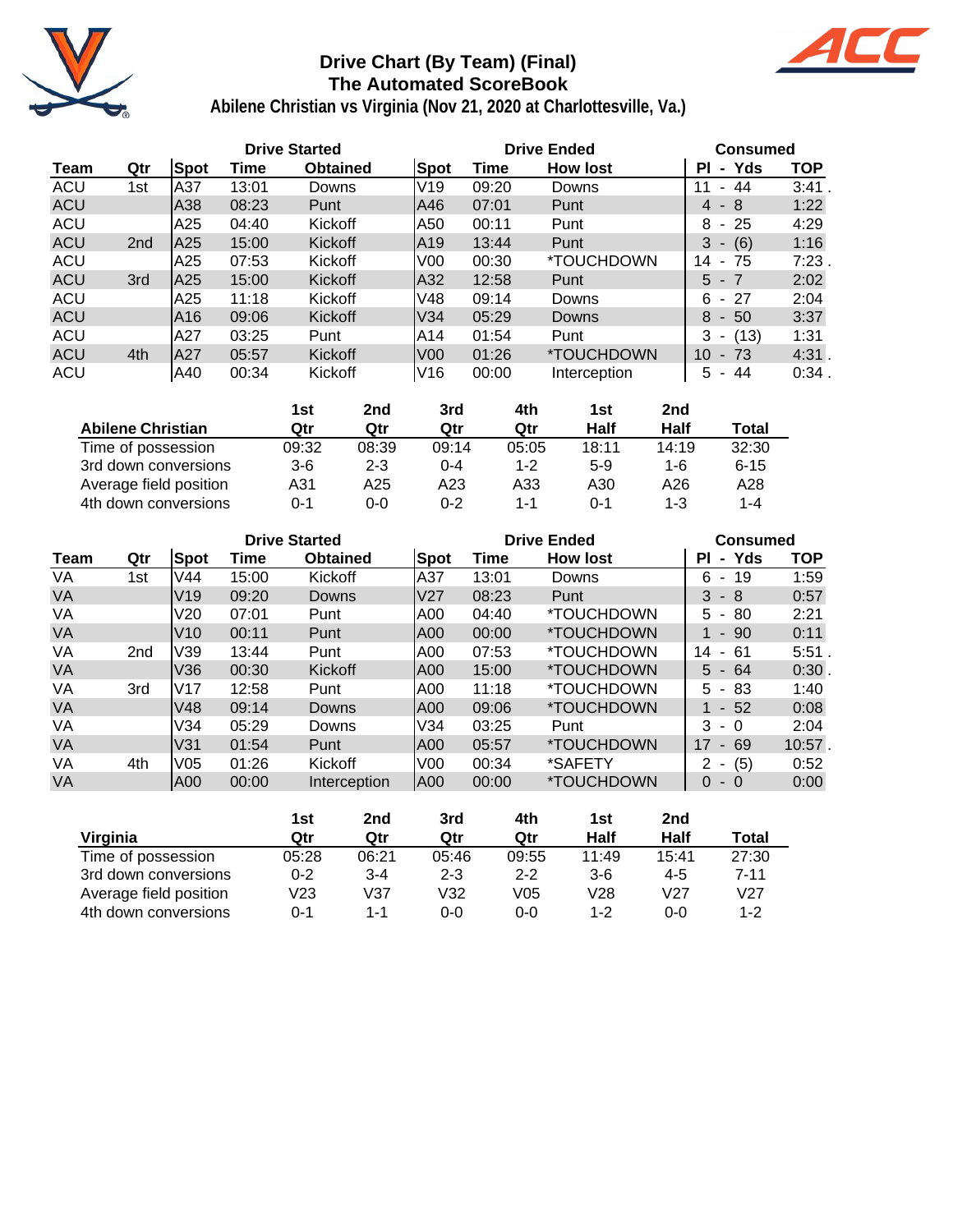# Drive Chart (By Team) (Final)
## The Automated ScoreBook
### Abilene Christian vs Virginia (Nov 21, 2020 at Charlottesville, Va.)

| | | Drive Started | | | Drive Ended | | | Consumed | |
|---|---|---|---|---|---|---|---|---|---|
| **Team** | **Qtr** | **Spot** | **Time** | **Obtained** | **Spot** | **Time** | **How lost** | **Pl - Yds** | **TOP** |
| ACU | 1st | A37 | 13:01 | Downs | V19 | 09:20 | Downs | 11 - 44 | 3:41 . |
| ACU | | A38 | 08:23 | Punt | A46 | 07:01 | Punt | 4 - 8 | 1:22 |
| ACU | | A25 | 04:40 | Kickoff | A50 | 00:11 | Punt | 8 - 25 | 4:29 |
| ACU | 2nd | A25 | 15:00 | Kickoff | A19 | 13:44 | Punt | 3 - (6) | 1:16 |
| ACU | | A25 | 07:53 | Kickoff | V00 | 00:30 | *TOUCHDOWN | 14 - 75 | 7:23 . |
| ACU | 3rd | A25 | 15:00 | Kickoff | A32 | 12:58 | Punt | 5 - 7 | 2:02 |
| ACU | | A25 | 11:18 | Kickoff | V48 | 09:14 | Downs | 6 - 27 | 2:04 |
| ACU | | A16 | 09:06 | Kickoff | V34 | 05:29 | Downs | 8 - 50 | 3:37 |
| ACU | | A27 | 03:25 | Punt | A14 | 01:54 | Punt | 3 - (13) | 1:31 |
| ACU | 4th | A27 | 05:57 | Kickoff | V00 | 01:26 | *TOUCHDOWN | 10 - 73 | 4:31 . |
| ACU | | A40 | 00:34 | Kickoff | V16 | 00:00 | Interception | 5 - 44 | 0:34 . |

| Abilene Christian | 1st Qtr | 2nd Qtr | 3rd Qtr | 4th Qtr | 1st Half | 2nd Half | Total |
|---|---|---|---|---|---|---|---|
| Time of possession | 09:32 | 08:39 | 09:14 | 05:05 | 18:11 | 14:19 | 32:30 |
| 3rd down conversions | 3-6 | 2-3 | 0-4 | 1-2 | 5-9 | 1-6 | 6-15 |
| Average field position | A31 | A25 | A23 | A33 | A30 | A26 | A28 |
| 4th down conversions | 0-1 | 0-0 | 0-2 | 1-1 | 0-1 | 1-3 | 1-4 |

| | | Drive Started | | | Drive Ended | | | Consumed | |
|---|---|---|---|---|---|---|---|---|---|
| **Team** | **Qtr** | **Spot** | **Time** | **Obtained** | **Spot** | **Time** | **How lost** | **Pl - Yds** | **TOP** |
| VA | 1st | V44 | 15:00 | Kickoff | A37 | 13:01 | Downs | 6 - 19 | 1:59 |
| VA | | V19 | 09:20 | Downs | V27 | 08:23 | Punt | 3 - 8 | 0:57 |
| VA | | V20 | 07:01 | Punt | A00 | 04:40 | *TOUCHDOWN | 5 - 80 | 2:21 |
| VA | | V10 | 00:11 | Punt | A00 | 00:00 | *TOUCHDOWN | 1 - 90 | 0:11 |
| VA | 2nd | V39 | 13:44 | Punt | A00 | 07:53 | *TOUCHDOWN | 14 - 61 | 5:51 . |
| VA | | V36 | 00:30 | Kickoff | A00 | 15:00 | *TOUCHDOWN | 5 - 64 | 0:30 . |
| VA | 3rd | V17 | 12:58 | Punt | A00 | 11:18 | *TOUCHDOWN | 5 - 83 | 1:40 |
| VA | | V48 | 09:14 | Downs | A00 | 09:06 | *TOUCHDOWN | 1 - 52 | 0:08 |
| VA | | V34 | 05:29 | Downs | V34 | 03:25 | Punt | 3 - 0 | 2:04 |
| VA | | V31 | 01:54 | Punt | A00 | 05:57 | *TOUCHDOWN | 17 - 69 | 10:57 . |
| VA | 4th | V05 | 01:26 | Kickoff | V00 | 00:34 | *SAFETY | 2 - (5) | 0:52 |
| VA | | A00 | 00:00 | Interception | A00 | 00:00 | *TOUCHDOWN | 0 - 0 | 0:00 |

| Virginia | 1st Qtr | 2nd Qtr | 3rd Qtr | 4th Qtr | 1st Half | 2nd Half | Total |
|---|---|---|---|---|---|---|---|
| Time of possession | 05:28 | 06:21 | 05:46 | 09:55 | 11:49 | 15:41 | 27:30 |
| 3rd down conversions | 0-2 | 3-4 | 2-3 | 2-2 | 3-6 | 4-5 | 7-11 |
| Average field position | V23 | V37 | V32 | V05 | V28 | V27 | V27 |
| 4th down conversions | 0-1 | 1-1 | 0-0 | 0-0 | 1-2 | 0-0 | 1-2 |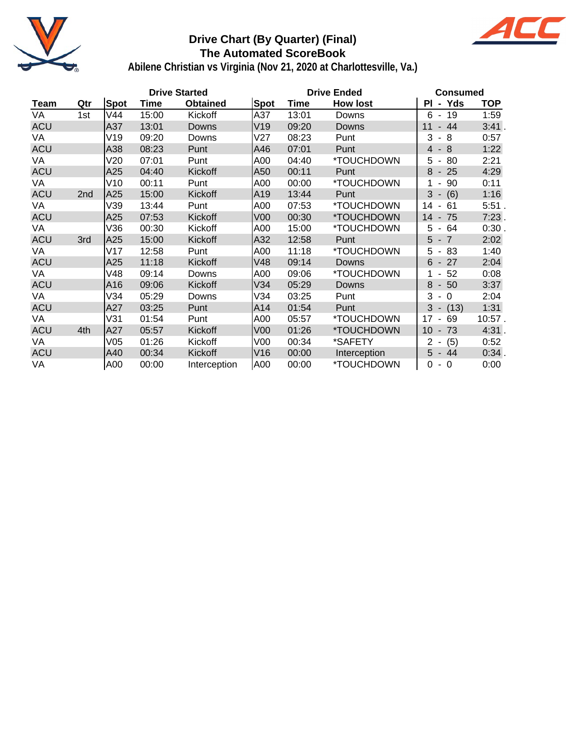# Drive Chart (By Quarter) (Final)
## The Automated ScoreBook
### Abilene Christian vs Virginia (Nov 21, 2020 at Charlottesville, Va.)

| Team | Qtr | Drive Started | | | Drive Ended | | | Consumed | |
|---|---|---|---|---|---|---|---|---|---|
| | | Spot | Time | Obtained | Spot | Time | How lost | Pl - Yds | TOP |
| VA | 1st | V44 | 15:00 | Kickoff | A37 | 13:01 | Downs | 6 - 19 | 1:59 |
| ACU | | A37 | 13:01 | Downs | V19 | 09:20 | Downs | 11 - 44 | 3:41 . |
| VA | | V19 | 09:20 | Downs | V27 | 08:23 | Punt | 3 - 8 | 0:57 |
| ACU | | A38 | 08:23 | Punt | A46 | 07:01 | Punt | 4 - 8 | 1:22 |
| VA | | V20 | 07:01 | Punt | A00 | 04:40 | *TOUCHDOWN | 5 - 80 | 2:21 |
| ACU | | A25 | 04:40 | Kickoff | A50 | 00:11 | Punt | 8 - 25 | 4:29 |
| VA | | V10 | 00:11 | Punt | A00 | 00:00 | *TOUCHDOWN | 1 - 90 | 0:11 |
| ACU | 2nd | A25 | 15:00 | Kickoff | A19 | 13:44 | Punt | 3 - (6) | 1:16 |
| VA | | V39 | 13:44 | Punt | A00 | 07:53 | *TOUCHDOWN | 14 - 61 | 5:51 . |
| ACU | | A25 | 07:53 | Kickoff | V00 | 00:30 | *TOUCHDOWN | 14 - 75 | 7:23 . |
| VA | | V36 | 00:30 | Kickoff | A00 | 15:00 | *TOUCHDOWN | 5 - 64 | 0:30 . |
| ACU | 3rd | A25 | 15:00 | Kickoff | A32 | 12:58 | Punt | 5 - 7 | 2:02 |
| VA | | V17 | 12:58 | Punt | A00 | 11:18 | *TOUCHDOWN | 5 - 83 | 1:40 |
| ACU | | A25 | 11:18 | Kickoff | V48 | 09:14 | Downs | 6 - 27 | 2:04 |
| VA | | V48 | 09:14 | Downs | A00 | 09:06 | *TOUCHDOWN | 1 - 52 | 0:08 |
| ACU | | A16 | 09:06 | Kickoff | V34 | 05:29 | Downs | 8 - 50 | 3:37 |
| VA | | V34 | 05:29 | Downs | V34 | 03:25 | Punt | 3 - 0 | 2:04 |
| ACU | | A27 | 03:25 | Punt | A14 | 01:54 | Punt | 3 - (13) | 1:31 |
| VA | | V31 | 01:54 | Punt | A00 | 05:57 | *TOUCHDOWN | 17 - 69 | 10:57 . |
| ACU | 4th | A27 | 05:57 | Kickoff | V00 | 01:26 | *TOUCHDOWN | 10 - 73 | 4:31 . |
| VA | | V05 | 01:26 | Kickoff | V00 | 00:34 | *SAFETY | 2 - (5) | 0:52 |
| ACU | | A40 | 00:34 | Kickoff | V16 | 00:00 | Interception | 5 - 44 | 0:34 . |
| VA | | A00 | 00:00 | Interception | A00 | 00:00 | *TOUCHDOWN | 0 - 0 | 0:00 |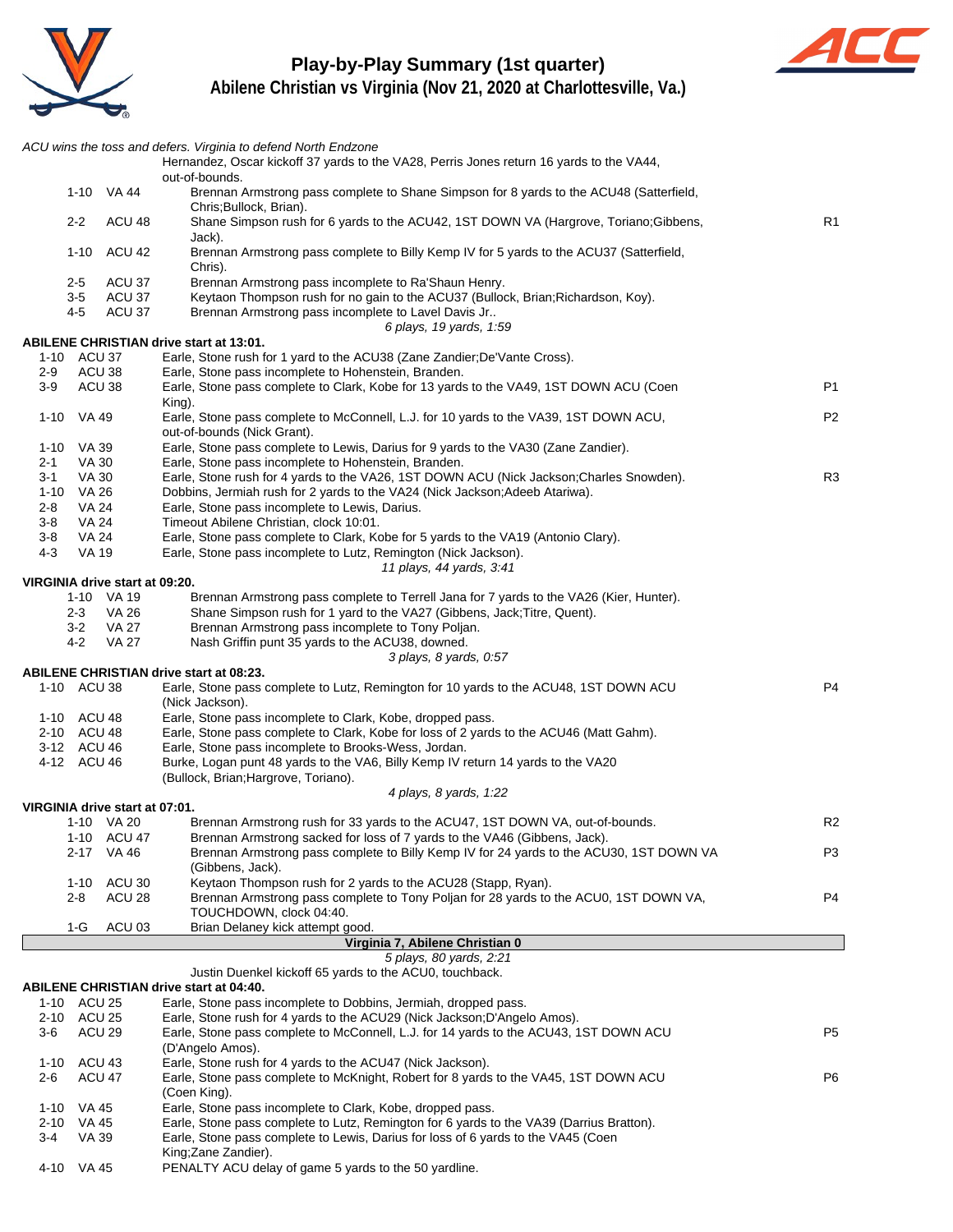# Play-by-Play Summary (1st quarter)

## Abilene Christian vs Virginia (Nov 21, 2020 at Charlottesville, Va.)

*ACU wins the toss and defers. Virginia to defend North Endzone*

Hernandez, Oscar kickoff 37 yards to the VA28, Perris Jones return 16 yards to the VA44, out-of-bounds.

| Down | Spot | Play | |
|---|---|---|---|
| 1-10 | VA 44 | Brennan Armstrong pass complete to Shane Simpson for 8 yards to the ACU48 (Satterfield, Chris;Bullock, Brian). | |
| 2-2 | ACU 48 | Shane Simpson rush for 6 yards to the ACU42, 1ST DOWN VA (Hargrove, Toriano;Gibbens, Jack). | R1 |
| 1-10 | ACU 42 | Brennan Armstrong pass complete to Billy Kemp IV for 5 yards to the ACU37 (Satterfield, Chris). | |
| 2-5 | ACU 37 | Brennan Armstrong pass incomplete to Ra'Shaun Henry. | |
| 3-5 | ACU 37 | Keytaon Thompson rush for no gain to the ACU37 (Bullock, Brian;Richardson, Koy). | |
| 4-5 | ACU 37 | Brennan Armstrong pass incomplete to Lavel Davis Jr.. | |

*6 plays, 19 yards, 1:59*

**ABILENE CHRISTIAN drive start at 13:01.**

| Down | Spot | Play | |
|---|---|---|---|
| 1-10 | ACU 37 | Earle, Stone rush for 1 yard to the ACU38 (Zane Zandier;De'Vante Cross). | |
| 2-9 | ACU 38 | Earle, Stone pass incomplete to Hohenstein, Branden. | |
| 3-9 | ACU 38 | Earle, Stone pass complete to Clark, Kobe for 13 yards to the VA49, 1ST DOWN ACU (Coen King). | P1 |
| 1-10 | VA 49 | Earle, Stone pass complete to McConnell, L.J. for 10 yards to the VA39, 1ST DOWN ACU, out-of-bounds (Nick Grant). | P2 |
| 1-10 | VA 39 | Earle, Stone pass complete to Lewis, Darius for 9 yards to the VA30 (Zane Zandier). | |
| 2-1 | VA 30 | Earle, Stone pass incomplete to Hohenstein, Branden. | |
| 3-1 | VA 30 | Earle, Stone rush for 4 yards to the VA26, 1ST DOWN ACU (Nick Jackson;Charles Snowden). | R3 |
| 1-10 | VA 26 | Dobbins, Jermiah rush for 2 yards to the VA24 (Nick Jackson;Adeeb Atariwa). | |
| 2-8 | VA 24 | Earle, Stone pass incomplete to Lewis, Darius. | |
| 3-8 | VA 24 | Timeout Abilene Christian, clock 10:01. | |
| 3-8 | VA 24 | Earle, Stone pass complete to Clark, Kobe for 5 yards to the VA19 (Antonio Clary). | |
| 4-3 | VA 19 | Earle, Stone pass incomplete to Lutz, Remington (Nick Jackson). | |

*11 plays, 44 yards, 3:41*

**VIRGINIA drive start at 09:20.**

| Down | Spot | Play | |
|---|---|---|---|
| 1-10 | VA 19 | Brennan Armstrong pass complete to Terrell Jana for 7 yards to the VA26 (Kier, Hunter). | |
| 2-3 | VA 26 | Shane Simpson rush for 1 yard to the VA27 (Gibbens, Jack;Titre, Quent). | |
| 3-2 | VA 27 | Brennan Armstrong pass incomplete to Tony Poljan. | |
| 4-2 | VA 27 | Nash Griffin punt 35 yards to the ACU38, downed. | |

*3 plays, 8 yards, 0:57*

**ABILENE CHRISTIAN drive start at 08:23.**

| Down | Spot | Play | |
|---|---|---|---|
| 1-10 | ACU 38 | Earle, Stone pass complete to Lutz, Remington for 10 yards to the ACU48, 1ST DOWN ACU (Nick Jackson). | P4 |
| 1-10 | ACU 48 | Earle, Stone pass incomplete to Clark, Kobe, dropped pass. | |
| 2-10 | ACU 48 | Earle, Stone pass complete to Clark, Kobe for loss of 2 yards to the ACU46 (Matt Gahm). | |
| 3-12 | ACU 46 | Earle, Stone pass incomplete to Brooks-Wess, Jordan. | |
| 4-12 | ACU 46 | Burke, Logan punt 48 yards to the VA6, Billy Kemp IV return 14 yards to the VA20 (Bullock, Brian;Hargrove, Toriano). | |

*4 plays, 8 yards, 1:22*

**VIRGINIA drive start at 07:01.**

| Down | Spot | Play | |
|---|---|---|---|
| 1-10 | VA 20 | Brennan Armstrong rush for 33 yards to the ACU47, 1ST DOWN VA, out-of-bounds. | R2 |
| 1-10 | ACU 47 | Brennan Armstrong sacked for loss of 7 yards to the VA46 (Gibbens, Jack). | |
| 2-17 | VA 46 | Brennan Armstrong pass complete to Billy Kemp IV for 24 yards to the ACU30, 1ST DOWN VA (Gibbens, Jack). | P3 |
| 1-10 | ACU 30 | Keytaon Thompson rush for 2 yards to the ACU28 (Stapp, Ryan). | |
| 2-8 | ACU 28 | Brennan Armstrong pass complete to Tony Poljan for 28 yards to the ACU0, 1ST DOWN VA, TOUCHDOWN, clock 04:40. | P4 |
| 1-G | ACU 03 | Brian Delaney kick attempt good. | |

**Virginia 7, Abilene Christian 0**

*5 plays, 80 yards, 2:21*

Justin Duenkel kickoff 65 yards to the ACU0, touchback.

**ABILENE CHRISTIAN drive start at 04:40.**

| Down | Spot | Play | |
|---|---|---|---|
| 1-10 | ACU 25 | Earle, Stone pass incomplete to Dobbins, Jermiah, dropped pass. | |
| 2-10 | ACU 25 | Earle, Stone rush for 4 yards to the ACU29 (Nick Jackson;D'Angelo Amos). | |
| 3-6 | ACU 29 | Earle, Stone pass complete to McConnell, L.J. for 14 yards to the ACU43, 1ST DOWN ACU (D'Angelo Amos). | P5 |
| 1-10 | ACU 43 | Earle, Stone rush for 4 yards to the ACU47 (Nick Jackson). | |
| 2-6 | ACU 47 | Earle, Stone pass complete to McKnight, Robert for 8 yards to the VA45, 1ST DOWN ACU (Coen King). | P6 |
| 1-10 | VA 45 | Earle, Stone pass incomplete to Clark, Kobe, dropped pass. | |
| 2-10 | VA 45 | Earle, Stone pass complete to Lutz, Remington for 6 yards to the VA39 (Darrius Bratton). | |
| 3-4 | VA 39 | Earle, Stone pass complete to Lewis, Darius for loss of 6 yards to the VA45 (Coen King;Zane Zandier). | |
| 4-10 | VA 45 | PENALTY ACU delay of game 5 yards to the 50 yardline. | |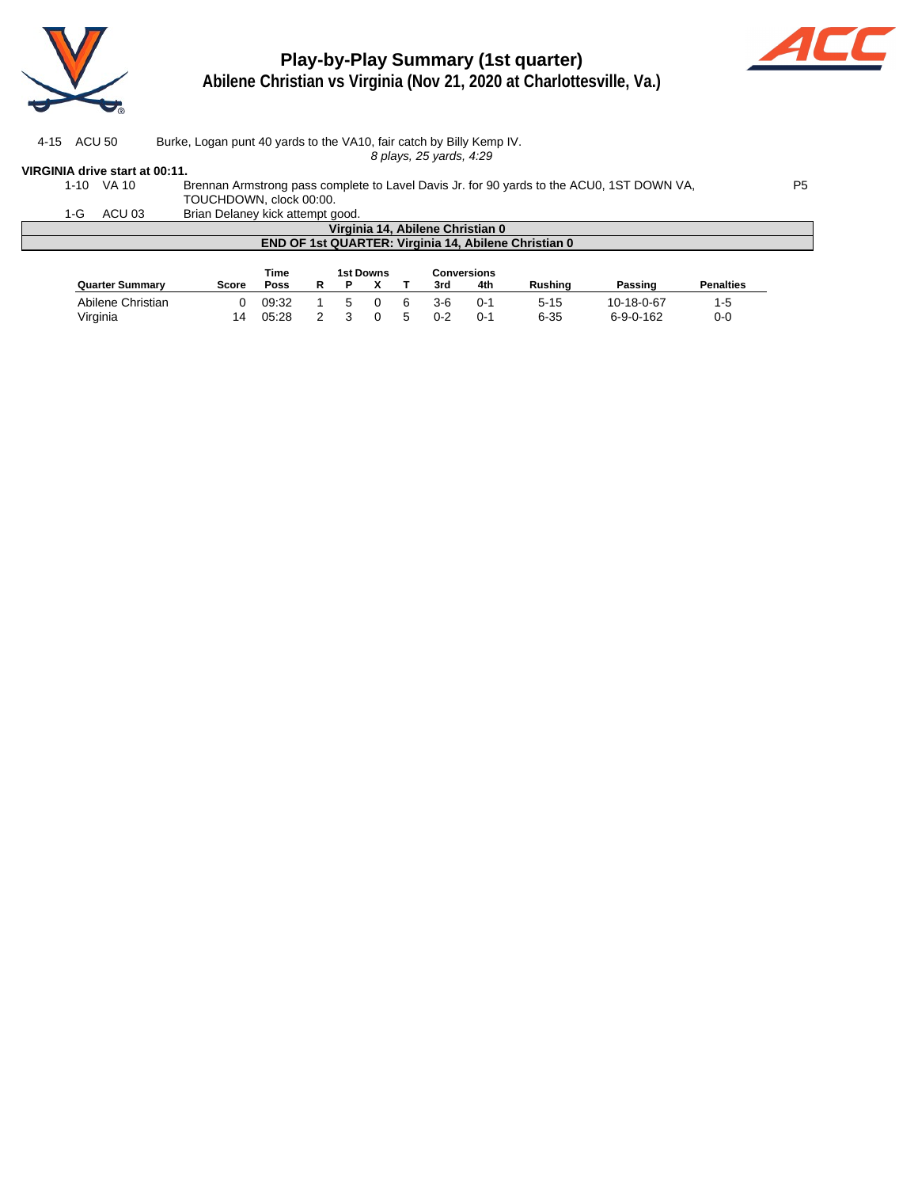# Play-by-Play Summary (1st quarter)

## Abilene Christian vs Virginia (Nov 21, 2020 at Charlottesville, Va.)

| | | | |
|---|---|---|---|
| 4-15 | ACU 50 | Burke, Logan punt 40 yards to the VA10, fair catch by Billy Kemp IV. | |
| | | *8 plays, 25 yards, 4:29* | |

**VIRGINIA drive start at 00:11.**

| | | | |
|---|---|---|---|
| 1-10 | VA 10 | Brennan Armstrong pass complete to Lavel Davis Jr. for 90 yards to the ACU0, 1ST DOWN VA, TOUCHDOWN, clock 00:00. | P5 |
| 1-G | ACU 03 | Brian Delaney kick attempt good. | |

**Virginia 14, Abilene Christian 0**

**END OF 1st QUARTER: Virginia 14, Abilene Christian 0**

| Quarter Summary | Score | Time Poss | 1st Downs R | P | X | T | Conversions 3rd | 4th | Rushing | Passing | Penalties |
|---|---|---|---|---|---|---|---|---|---|---|---|
| Abilene Christian | 0 | 09:32 | 1 | 5 | 0 | 6 | 3-6 | 0-1 | 5-15 | 10-18-0-67 | 1-5 |
| Virginia | 14 | 05:28 | 2 | 3 | 0 | 5 | 0-2 | 0-1 | 6-35 | 6-9-0-162 | 0-0 |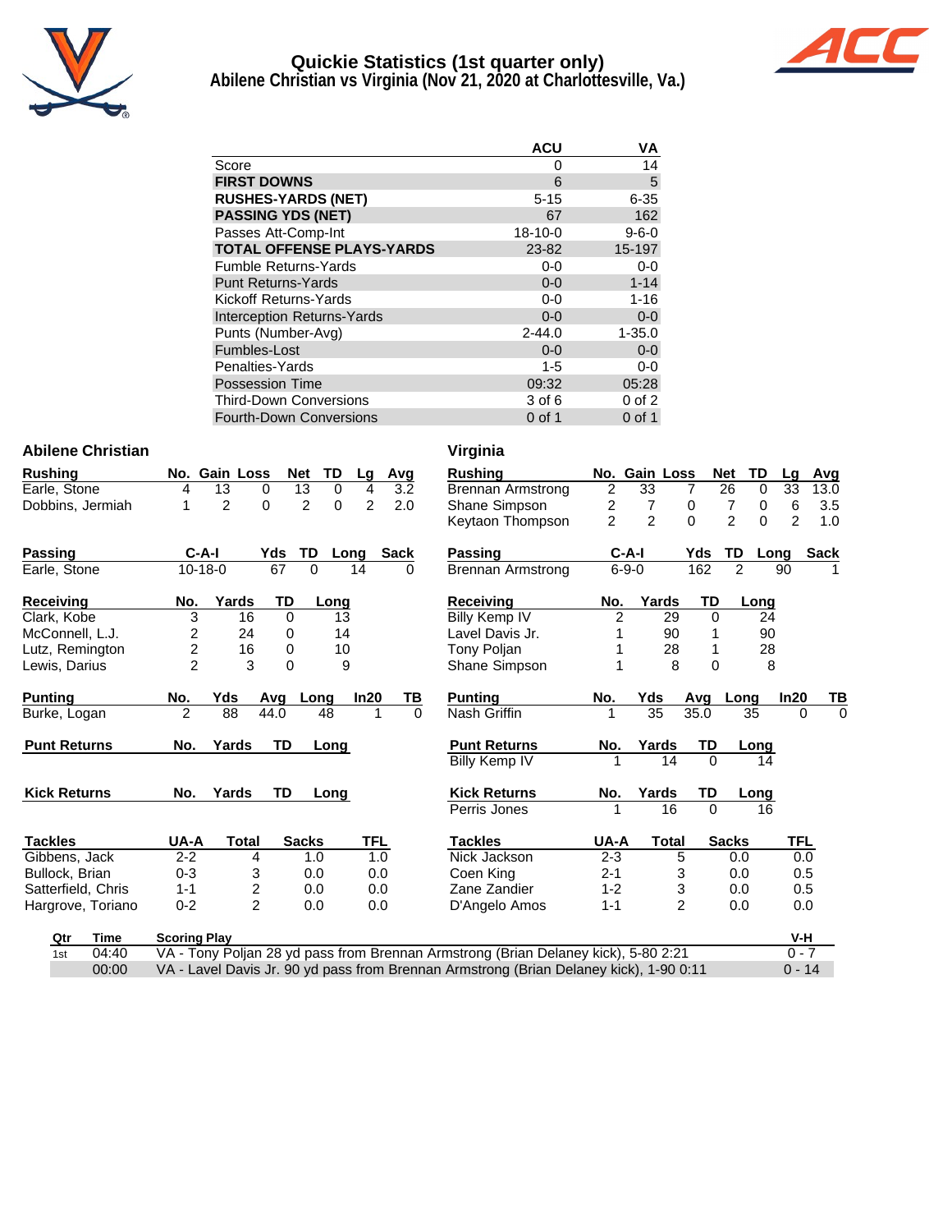# Quickie Statistics (1st quarter only)

## Abilene Christian vs Virginia (Nov 21, 2020 at Charlottesville, Va.)

| | ACU | VA |
|---|---|---|
| Score | 0 | 14 |
| **FIRST DOWNS** | 6 | 5 |
| **RUSHES-YARDS (NET)** | 5-15 | 6-35 |
| **PASSING YDS (NET)** | 67 | 162 |
| Passes Att-Comp-Int | 18-10-0 | 9-6-0 |
| **TOTAL OFFENSE PLAYS-YARDS** | 23-82 | 15-197 |
| Fumble Returns-Yards | 0-0 | 0-0 |
| Punt Returns-Yards | 0-0 | 1-14 |
| Kickoff Returns-Yards | 0-0 | 1-16 |
| Interception Returns-Yards | 0-0 | 0-0 |
| Punts (Number-Avg) | 2-44.0 | 1-35.0 |
| Fumbles-Lost | 0-0 | 0-0 |
| Penalties-Yards | 1-5 | 0-0 |
| Possession Time | 09:32 | 05:28 |
| Third-Down Conversions | 3 of 6 | 0 of 2 |
| Fourth-Down Conversions | 0 of 1 | 0 of 1 |

### Abilene Christian

| Rushing | No. | Gain | Loss | Net | TD | Lg | Avg |
|---|---|---|---|---|---|---|---|
| Earle, Stone | 4 | 13 | 0 | 13 | 0 | 4 | 3.2 |
| Dobbins, Jermiah | 1 | 2 | 0 | 2 | 0 | 2 | 2.0 |

| Passing | C-A-I | Yds | TD | Long | Sack |
|---|---|---|---|---|---|
| Earle, Stone | 10-18-0 | 67 | 0 | 14 | 0 |

| Receiving | No. | Yards | TD | Long |
|---|---|---|---|---|
| Clark, Kobe | 3 | 16 | 0 | 13 |
| McConnell, L.J. | 2 | 24 | 0 | 14 |
| Lutz, Remington | 2 | 16 | 0 | 10 |
| Lewis, Darius | 2 | 3 | 0 | 9 |

| Punting | No. | Yds | Avg | Long | In20 | TB |
|---|---|---|---|---|---|---|
| Burke, Logan | 2 | 88 | 44.0 | 48 | 1 | 0 |

| Punt Returns | No. | Yards | TD | Long |
|---|---|---|---|---|

| Kick Returns | No. | Yards | TD | Long |
|---|---|---|---|---|

| Tackles | UA-A | Total | Sacks | TFL |
|---|---|---|---|---|
| Gibbens, Jack | 2-2 | 4 | 1.0 | 1.0 |
| Bullock, Brian | 0-3 | 3 | 0.0 | 0.0 |
| Satterfield, Chris | 1-1 | 2 | 0.0 | 0.0 |
| Hargrove, Toriano | 0-2 | 2 | 0.0 | 0.0 |

### Virginia

| Rushing | No. | Gain | Loss | Net | TD | Lg | Avg |
|---|---|---|---|---|---|---|---|
| Brennan Armstrong | 2 | 33 | 7 | 26 | 0 | 33 | 13.0 |
| Shane Simpson | 2 | 7 | 0 | 7 | 0 | 6 | 3.5 |
| Keytaon Thompson | 2 | 2 | 0 | 2 | 0 | 2 | 1.0 |

| Passing | C-A-I | Yds | TD | Long | Sack |
|---|---|---|---|---|---|
| Brennan Armstrong | 6-9-0 | 162 | 2 | 90 | 1 |

| Receiving | No. | Yards | TD | Long |
|---|---|---|---|---|
| Billy Kemp IV | 2 | 29 | 0 | 24 |
| Lavel Davis Jr. | 1 | 90 | 1 | 90 |
| Tony Poljan | 1 | 28 | 1 | 28 |
| Shane Simpson | 1 | 8 | 0 | 8 |

| Punting | No. | Yds | Avg | Long | In20 | TB |
|---|---|---|---|---|---|---|
| Nash Griffin | 1 | 35 | 35.0 | 35 | 0 | 0 |

| Punt Returns | No. | Yards | TD | Long |
|---|---|---|---|---|
| Billy Kemp IV | 1 | 14 | 0 | 14 |

| Kick Returns | No. | Yards | TD | Long |
|---|---|---|---|---|
| Perris Jones | 1 | 16 | 0 | 16 |

| Tackles | UA-A | Total | Sacks | TFL |
|---|---|---|---|---|
| Nick Jackson | 2-3 | 5 | 0.0 | 0.0 |
| Coen King | 2-1 | 3 | 0.0 | 0.5 |
| Zane Zandier | 1-2 | 3 | 0.0 | 0.5 |
| D'Angelo Amos | 1-1 | 2 | 0.0 | 0.0 |

### Scoring Plays

| Qtr | Time | Scoring Play | V-H |
|---|---|---|---|
| 1st | 04:40 | VA - Tony Poljan 28 yd pass from Brennan Armstrong (Brian Delaney kick), 5-80 2:21 | 0 - 7 |
| | 00:00 | VA - Lavel Davis Jr. 90 yd pass from Brennan Armstrong (Brian Delaney kick), 1-90 0:11 | 0 - 14 |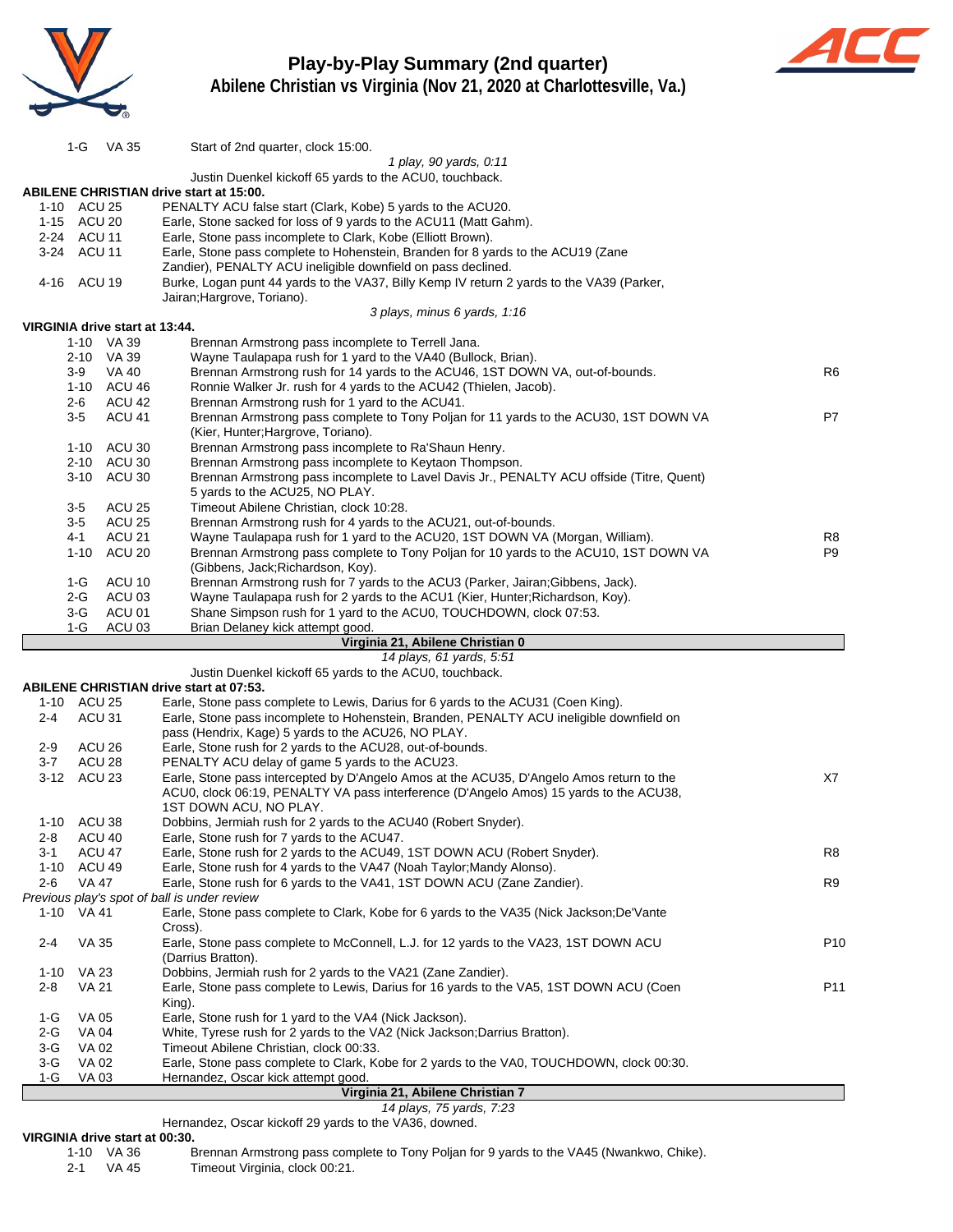# Play-by-Play Summary (2nd quarter)

## Abilene Christian vs Virginia (Nov 21, 2020 at Charlottesville, Va.)

| Down | Spot | Play | |
|---|---|---|---|
| 1-G | VA 35 | Start of 2nd quarter, clock 15:00. | |
| | | *1 play, 90 yards, 0:11* | |
| | | Justin Duenkel kickoff 65 yards to the ACU0, touchback. | |

**ABILENE CHRISTIAN drive start at 15:00.**

| Down | Spot | Play | |
|---|---|---|---|
| 1-10 | ACU 25 | PENALTY ACU false start (Clark, Kobe) 5 yards to the ACU20. | |
| 1-15 | ACU 20 | Earle, Stone sacked for loss of 9 yards to the ACU11 (Matt Gahm). | |
| 2-24 | ACU 11 | Earle, Stone pass incomplete to Clark, Kobe (Elliott Brown). | |
| 3-24 | ACU 11 | Earle, Stone pass complete to Hohenstein, Branden for 8 yards to the ACU19 (Zane Zandier), PENALTY ACU ineligible downfield on pass declined. | |
| 4-16 | ACU 19 | Burke, Logan punt 44 yards to the VA37, Billy Kemp IV return 2 yards to the VA39 (Parker, Jairan;Hargrove, Toriano). | |
| | | *3 plays, minus 6 yards, 1:16* | |

**VIRGINIA drive start at 13:44.**

| Down | Spot | Play | |
|---|---|---|---|
| 1-10 | VA 39 | Brennan Armstrong pass incomplete to Terrell Jana. | |
| 2-10 | VA 39 | Wayne Taulapapa rush for 1 yard to the VA40 (Bullock, Brian). | |
| 3-9 | VA 40 | Brennan Armstrong rush for 14 yards to the ACU46, 1ST DOWN VA, out-of-bounds. | R6 |
| 1-10 | ACU 46 | Ronnie Walker Jr. rush for 4 yards to the ACU42 (Thielen, Jacob). | |
| 2-6 | ACU 42 | Brennan Armstrong rush for 1 yard to the ACU41. | |
| 3-5 | ACU 41 | Brennan Armstrong pass complete to Tony Poljan for 11 yards to the ACU30, 1ST DOWN VA (Kier, Hunter;Hargrove, Toriano). | P7 |
| 1-10 | ACU 30 | Brennan Armstrong pass incomplete to Ra'Shaun Henry. | |
| 2-10 | ACU 30 | Brennan Armstrong pass incomplete to Keytaon Thompson. | |
| 3-10 | ACU 30 | Brennan Armstrong pass incomplete to Lavel Davis Jr., PENALTY ACU offside (Titre, Quent) 5 yards to the ACU25, NO PLAY. | |
| 3-5 | ACU 25 | Timeout Abilene Christian, clock 10:28. | |
| 3-5 | ACU 25 | Brennan Armstrong rush for 4 yards to the ACU21, out-of-bounds. | |
| 4-1 | ACU 21 | Wayne Taulapapa rush for 1 yard to the ACU20, 1ST DOWN VA (Morgan, William). | R8 |
| 1-10 | ACU 20 | Brennan Armstrong pass complete to Tony Poljan for 10 yards to the ACU10, 1ST DOWN VA (Gibbens, Jack;Richardson, Koy). | P9 |
| 1-G | ACU 10 | Brennan Armstrong rush for 7 yards to the ACU3 (Parker, Jairan;Gibbens, Jack). | |
| 2-G | ACU 03 | Wayne Taulapapa rush for 2 yards to the ACU1 (Kier, Hunter;Richardson, Koy). | |
| 3-G | ACU 01 | Shane Simpson rush for 1 yard to the ACU0, TOUCHDOWN, clock 07:53. | |
| 1-G | ACU 03 | Brian Delaney kick attempt good. | |
| | | **Virginia 21, Abilene Christian 0** | |
| | | *14 plays, 61 yards, 5:51* | |
| | | Justin Duenkel kickoff 65 yards to the ACU0, touchback. | |

**ABILENE CHRISTIAN drive start at 07:53.**

| Down | Spot | Play | |
|---|---|---|---|
| 1-10 | ACU 25 | Earle, Stone pass complete to Lewis, Darius for 6 yards to the ACU31 (Coen King). | |
| 2-4 | ACU 31 | Earle, Stone pass incomplete to Hohenstein, Branden, PENALTY ACU ineligible downfield on pass (Hendrix, Kage) 5 yards to the ACU26, NO PLAY. | |
| 2-9 | ACU 26 | Earle, Stone rush for 2 yards to the ACU28, out-of-bounds. | |
| 3-7 | ACU 28 | PENALTY ACU delay of game 5 yards to the ACU23. | |
| 3-12 | ACU 23 | Earle, Stone pass intercepted by D'Angelo Amos at the ACU35, D'Angelo Amos return to the ACU0, clock 06:19, PENALTY VA pass interference (D'Angelo Amos) 15 yards to the ACU38, 1ST DOWN ACU, NO PLAY. | X7 |
| 1-10 | ACU 38 | Dobbins, Jermiah rush for 2 yards to the ACU40 (Robert Snyder). | |
| 2-8 | ACU 40 | Earle, Stone rush for 7 yards to the ACU47. | |
| 3-1 | ACU 47 | Earle, Stone rush for 2 yards to the ACU49, 1ST DOWN ACU (Robert Snyder). | R8 |
| 1-10 | ACU 49 | Earle, Stone rush for 4 yards to the VA47 (Noah Taylor;Mandy Alonso). | |
| 2-6 | VA 47 | Earle, Stone rush for 6 yards to the VA41, 1ST DOWN ACU (Zane Zandier). | R9 |

*Previous play's spot of ball is under review*

| Down | Spot | Play | |
|---|---|---|---|
| 1-10 | VA 41 | Earle, Stone pass complete to Clark, Kobe for 6 yards to the VA35 (Nick Jackson;De'Vante Cross). | |
| 2-4 | VA 35 | Earle, Stone pass complete to McConnell, L.J. for 12 yards to the VA23, 1ST DOWN ACU (Darrius Bratton). | P10 |
| 1-10 | VA 23 | Dobbins, Jermiah rush for 2 yards to the VA21 (Zane Zandier). | |
| 2-8 | VA 21 | Earle, Stone pass complete to Lewis, Darius for 16 yards to the VA5, 1ST DOWN ACU (Coen King). | P11 |
| 1-G | VA 05 | Earle, Stone rush for 1 yard to the VA4 (Nick Jackson). | |
| 2-G | VA 04 | White, Tyrese rush for 2 yards to the VA2 (Nick Jackson;Darrius Bratton). | |
| 3-G | VA 02 | Timeout Abilene Christian, clock 00:33. | |
| 3-G | VA 02 | Earle, Stone pass complete to Clark, Kobe for 2 yards to the VA0, TOUCHDOWN, clock 00:30. | |
| 1-G | VA 03 | Hernandez, Oscar kick attempt good. | |
| | | **Virginia 21, Abilene Christian 7** | |
| | | *14 plays, 75 yards, 7:23* | |
| | | Hernandez, Oscar kickoff 29 yards to the VA36, downed. | |

**VIRGINIA drive start at 00:30.**

| Down | Spot | Play | |
|---|---|---|---|
| 1-10 | VA 36 | Brennan Armstrong pass complete to Tony Poljan for 9 yards to the VA45 (Nwankwo, Chike). | |
| 2-1 | VA 45 | Timeout Virginia, clock 00:21. | |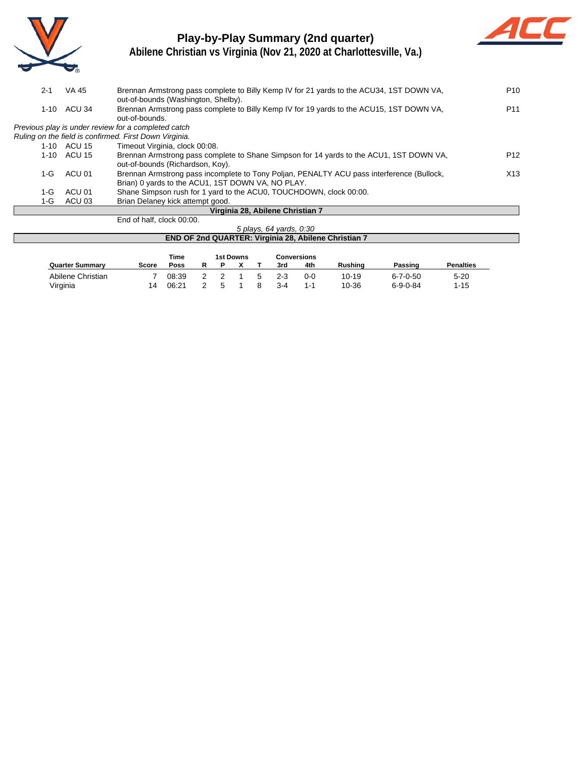# Play-by-Play Summary (2nd quarter)

## Abilene Christian vs Virginia (Nov 21, 2020 at Charlottesville, Va.)

| Down | Spot | Play | |
|---|---|---|---|
| 2-1 | VA 45 | Brennan Armstrong pass complete to Billy Kemp IV for 21 yards to the ACU34, 1ST DOWN VA, out-of-bounds (Washington, Shelby). | P10 |
| 1-10 | ACU 34 | Brennan Armstrong pass complete to Billy Kemp IV for 19 yards to the ACU15, 1ST DOWN VA, out-of-bounds. | P11 |

*Previous play is under review for a completed catch*

*Ruling on the field is confirmed. First Down Virginia.*

| Down | Spot | Play | |
|---|---|---|---|
| 1-10 | ACU 15 | Timeout Virginia, clock 00:08. | |
| 1-10 | ACU 15 | Brennan Armstrong pass complete to Shane Simpson for 14 yards to the ACU1, 1ST DOWN VA, out-of-bounds (Richardson, Koy). | P12 |
| 1-G | ACU 01 | Brennan Armstrong pass incomplete to Tony Poljan, PENALTY ACU pass interference (Bullock, Brian) 0 yards to the ACU1, 1ST DOWN VA, NO PLAY. | X13 |
| 1-G | ACU 01 | Shane Simpson rush for 1 yard to the ACU0, TOUCHDOWN, clock 00:00. | |
| 1-G | ACU 03 | Brian Delaney kick attempt good. | |

**Virginia 28, Abilene Christian 7**

End of half, clock 00:00.

*5 plays, 64 yards, 0:30*

**END OF 2nd QUARTER: Virginia 28, Abilene Christian 7**

| Quarter Summary | Score | Time Poss | 1st Downs R | P | X | T | Conversions 3rd | 4th | Rushing | Passing | Penalties |
|---|---|---|---|---|---|---|---|---|---|---|---|
| Abilene Christian | 7 | 08:39 | 2 | 2 | 1 | 5 | 2-3 | 0-0 | 10-19 | 6-7-0-50 | 5-20 |
| Virginia | 14 | 06:21 | 2 | 5 | 1 | 8 | 3-4 | 1-1 | 10-36 | 6-9-0-84 | 1-15 |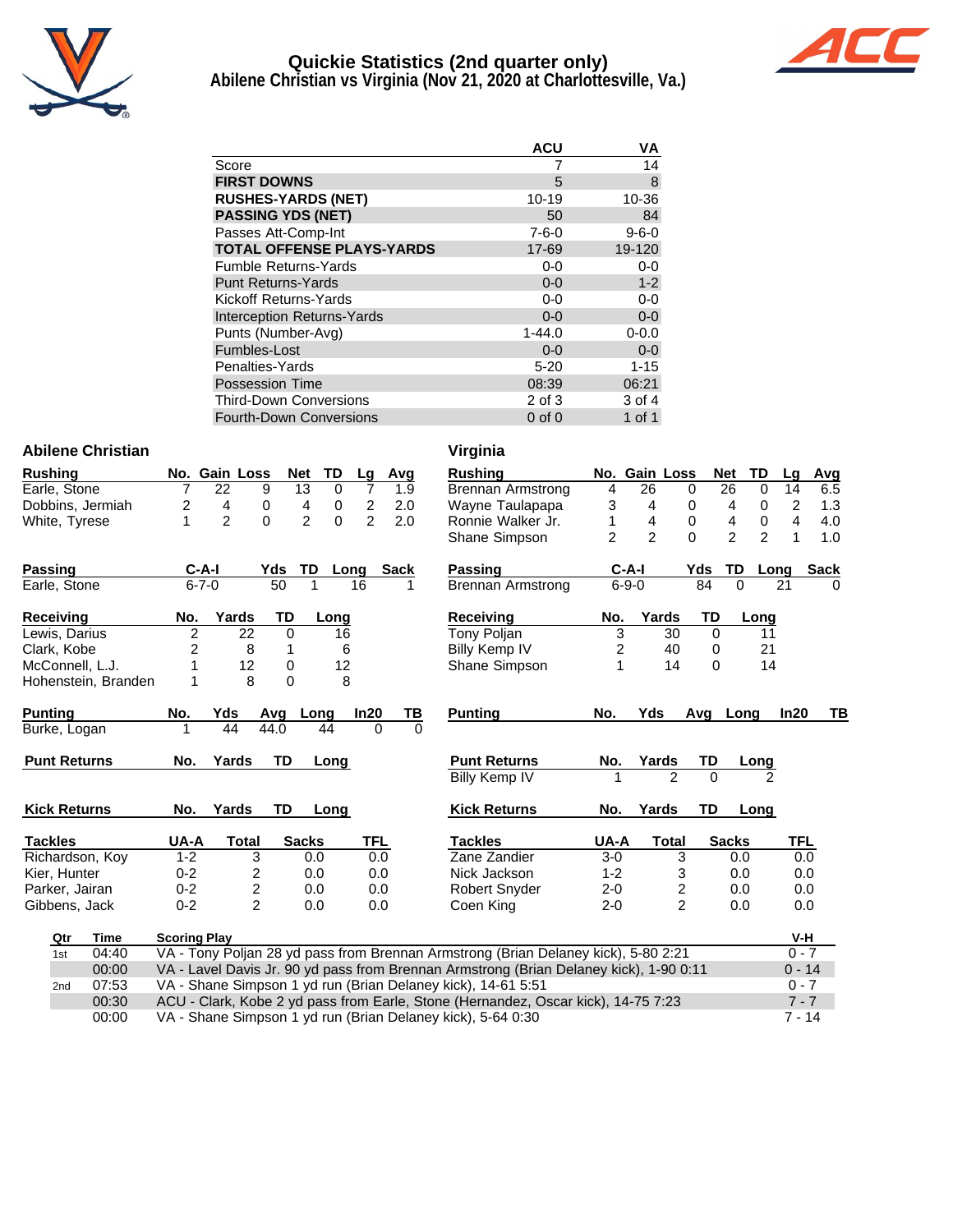# Quickie Statistics (2nd quarter only)
## Abilene Christian vs Virginia (Nov 21, 2020 at Charlottesville, Va.)

| | ACU | VA |
|---|---|---|
| Score | 7 | 14 |
| **FIRST DOWNS** | 5 | 8 |
| **RUSHES-YARDS (NET)** | 10-19 | 10-36 |
| **PASSING YDS (NET)** | 50 | 84 |
| Passes Att-Comp-Int | 7-6-0 | 9-6-0 |
| **TOTAL OFFENSE PLAYS-YARDS** | 17-69 | 19-120 |
| Fumble Returns-Yards | 0-0 | 0-0 |
| Punt Returns-Yards | 0-0 | 1-2 |
| Kickoff Returns-Yards | 0-0 | 0-0 |
| Interception Returns-Yards | 0-0 | 0-0 |
| Punts (Number-Avg) | 1-44.0 | 0-0.0 |
| Fumbles-Lost | 0-0 | 0-0 |
| Penalties-Yards | 5-20 | 1-15 |
| Possession Time | 08:39 | 06:21 |
| Third-Down Conversions | 2 of 3 | 3 of 4 |
| Fourth-Down Conversions | 0 of 0 | 1 of 1 |

## Abilene Christian

| Rushing | No. | Gain | Loss | Net | TD | Lg | Avg |
|---|---|---|---|---|---|---|---|
| Earle, Stone | 7 | 22 | 9 | 13 | 0 | 7 | 1.9 |
| Dobbins, Jermiah | 2 | 4 | 0 | 4 | 0 | 2 | 2.0 |
| White, Tyrese | 1 | 2 | 0 | 2 | 0 | 2 | 2.0 |

| Passing | C-A-I | Yds | TD | Long | Sack |
|---|---|---|---|---|---|
| Earle, Stone | 6-7-0 | 50 | 1 | 16 | 1 |

| Receiving | No. | Yards | TD | Long |
|---|---|---|---|---|
| Lewis, Darius | 2 | 22 | 0 | 16 |
| Clark, Kobe | 2 | 8 | 1 | 6 |
| McConnell, L.J. | 1 | 12 | 0 | 12 |
| Hohenstein, Branden | 1 | 8 | 0 | 8 |

| Punting | No. | Yds | Avg | Long | In20 | TB |
|---|---|---|---|---|---|---|
| Burke, Logan | 1 | 44 | 44.0 | 44 | 0 | 0 |

| Punt Returns | No. | Yards | TD | Long |
|---|---|---|---|---|

| Kick Returns | No. | Yards | TD | Long |
|---|---|---|---|---|

| Tackles | UA-A | Total | Sacks | TFL |
|---|---|---|---|---|
| Richardson, Koy | 1-2 | 3 | 0.0 | 0.0 |
| Kier, Hunter | 0-2 | 2 | 0.0 | 0.0 |
| Parker, Jairan | 0-2 | 2 | 0.0 | 0.0 |
| Gibbens, Jack | 0-2 | 2 | 0.0 | 0.0 |

## Virginia

| Rushing | No. | Gain | Loss | Net | TD | Lg | Avg |
|---|---|---|---|---|---|---|---|
| Brennan Armstrong | 4 | 26 | 0 | 26 | 0 | 14 | 6.5 |
| Wayne Taulapapa | 3 | 4 | 0 | 4 | 0 | 2 | 1.3 |
| Ronnie Walker Jr. | 1 | 4 | 0 | 4 | 0 | 4 | 4.0 |
| Shane Simpson | 2 | 2 | 0 | 2 | 2 | 1 | 1.0 |

| Passing | C-A-I | Yds | TD | Long | Sack |
|---|---|---|---|---|---|
| Brennan Armstrong | 6-9-0 | 84 | 0 | 21 | 0 |

| Receiving | No. | Yards | TD | Long |
|---|---|---|---|---|
| Tony Poljan | 3 | 30 | 0 | 11 |
| Billy Kemp IV | 2 | 40 | 0 | 21 |
| Shane Simpson | 1 | 14 | 0 | 14 |

| Punting | No. | Yds | Avg | Long | In20 | TB |
|---|---|---|---|---|---|---|

| Punt Returns | No. | Yards | TD | Long |
|---|---|---|---|---|
| Billy Kemp IV | 1 | 2 | 0 | 2 |

| Kick Returns | No. | Yards | TD | Long |
|---|---|---|---|---|

| Tackles | UA-A | Total | Sacks | TFL |
|---|---|---|---|---|
| Zane Zandier | 3-0 | 3 | 0.0 | 0.0 |
| Nick Jackson | 1-2 | 3 | 0.0 | 0.0 |
| Robert Snyder | 2-0 | 2 | 0.0 | 0.0 |
| Coen King | 2-0 | 2 | 0.0 | 0.0 |

## Scoring Plays

| Qtr | Time | Scoring Play | V-H |
|---|---|---|---|
| 1st | 04:40 | VA - Tony Poljan 28 yd pass from Brennan Armstrong (Brian Delaney kick), 5-80 2:21 | 0 - 7 |
| | 00:00 | VA - Lavel Davis Jr. 90 yd pass from Brennan Armstrong (Brian Delaney kick), 1-90 0:11 | 0 - 14 |
| 2nd | 07:53 | VA - Shane Simpson 1 yd run (Brian Delaney kick), 14-61 5:51 | 0 - 7 |
| | 00:30 | ACU - Clark, Kobe 2 yd pass from Earle, Stone (Hernandez, Oscar kick), 14-75 7:23 | 7 - 7 |
| | 00:00 | VA - Shane Simpson 1 yd run (Brian Delaney kick), 5-64 0:30 | 7 - 14 |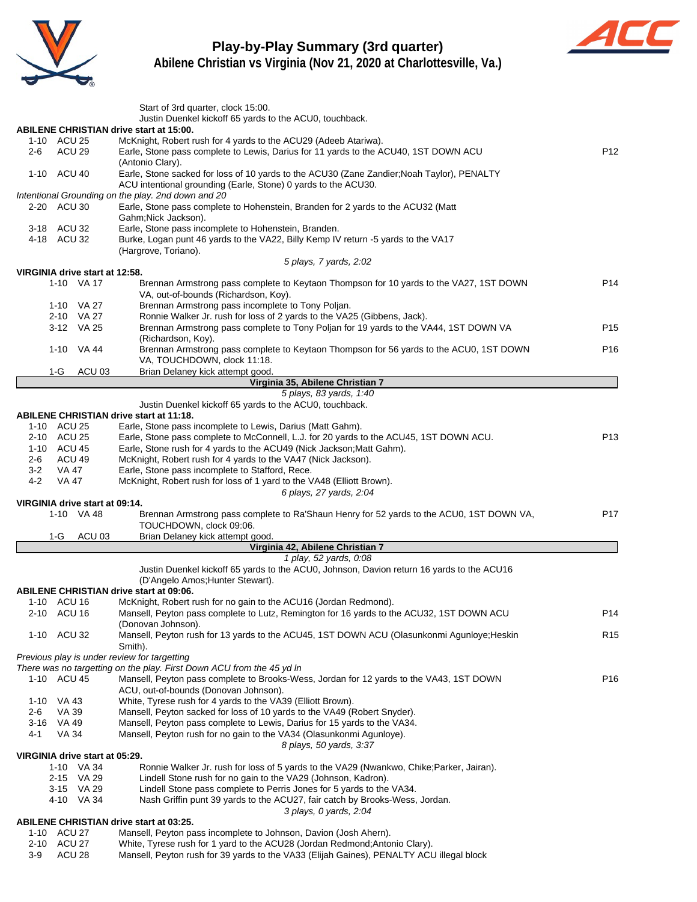# Play-by-Play Summary (3rd quarter)

## Abilene Christian vs Virginia (Nov 21, 2020 at Charlottesville, Va.)

Start of 3rd quarter, clock 15:00.
Justin Duenkel kickoff 65 yards to the ACU0, touchback.

**ABILENE CHRISTIAN drive start at 15:00.**

| Down | Spot | Play | |
|---|---|---|---|
| 1-10 | ACU 25 | McKnight, Robert rush for 4 yards to the ACU29 (Adeeb Atariwa). | |
| 2-6 | ACU 29 | Earle, Stone pass complete to Lewis, Darius for 11 yards to the ACU40, 1ST DOWN ACU (Antonio Clary). | P12 |
| 1-10 | ACU 40 | Earle, Stone sacked for loss of 10 yards to the ACU30 (Zane Zandier;Noah Taylor), PENALTY ACU intentional grounding (Earle, Stone) 0 yards to the ACU30. | |

*Intentional Grounding on the play. 2nd down and 20*

| Down | Spot | Play | |
|---|---|---|---|
| 2-20 | ACU 30 | Earle, Stone pass complete to Hohenstein, Branden for 2 yards to the ACU32 (Matt Gahm;Nick Jackson). | |
| 3-18 | ACU 32 | Earle, Stone pass incomplete to Hohenstein, Branden. | |
| 4-18 | ACU 32 | Burke, Logan punt 46 yards to the VA22, Billy Kemp IV return -5 yards to the VA17 (Hargrove, Toriano). | |

*5 plays, 7 yards, 2:02*

**VIRGINIA drive start at 12:58.**

| Down | Spot | Play | |
|---|---|---|---|
| 1-10 | VA 17 | Brennan Armstrong pass complete to Keytaon Thompson for 10 yards to the VA27, 1ST DOWN VA, out-of-bounds (Richardson, Koy). | P14 |
| 1-10 | VA 27 | Brennan Armstrong pass incomplete to Tony Poljan. | |
| 2-10 | VA 27 | Ronnie Walker Jr. rush for loss of 2 yards to the VA25 (Gibbens, Jack). | |
| 3-12 | VA 25 | Brennan Armstrong pass complete to Tony Poljan for 19 yards to the VA44, 1ST DOWN VA (Richardson, Koy). | P15 |
| 1-10 | VA 44 | Brennan Armstrong pass complete to Keytaon Thompson for 56 yards to the ACU0, 1ST DOWN VA, TOUCHDOWN, clock 11:18. | P16 |
| 1-G | ACU 03 | Brian Delaney kick attempt good. | |

**Virginia 35, Abilene Christian 7**

*5 plays, 83 yards, 1:40*

Justin Duenkel kickoff 65 yards to the ACU0, touchback.

**ABILENE CHRISTIAN drive start at 11:18.**

| Down | Spot | Play | |
|---|---|---|---|
| 1-10 | ACU 25 | Earle, Stone pass incomplete to Lewis, Darius (Matt Gahm). | |
| 2-10 | ACU 25 | Earle, Stone pass complete to McConnell, L.J. for 20 yards to the ACU45, 1ST DOWN ACU. | P13 |
| 1-10 | ACU 45 | Earle, Stone rush for 4 yards to the ACU49 (Nick Jackson;Matt Gahm). | |
| 2-6 | ACU 49 | McKnight, Robert rush for 4 yards to the VA47 (Nick Jackson). | |
| 3-2 | VA 47 | Earle, Stone pass incomplete to Stafford, Rece. | |
| 4-2 | VA 47 | McKnight, Robert rush for loss of 1 yard to the VA48 (Elliott Brown). | |

*6 plays, 27 yards, 2:04*

**VIRGINIA drive start at 09:14.**

| Down | Spot | Play | |
|---|---|---|---|
| 1-10 | VA 48 | Brennan Armstrong pass complete to Ra'Shaun Henry for 52 yards to the ACU0, 1ST DOWN VA, TOUCHDOWN, clock 09:06. | P17 |
| 1-G | ACU 03 | Brian Delaney kick attempt good. | |

**Virginia 42, Abilene Christian 7**

*1 play, 52 yards, 0:08*

Justin Duenkel kickoff 65 yards to the ACU0, Johnson, Davion return 16 yards to the ACU16 (D'Angelo Amos;Hunter Stewart).

**ABILENE CHRISTIAN drive start at 09:06.**

| Down | Spot | Play | |
|---|---|---|---|
| 1-10 | ACU 16 | McKnight, Robert rush for no gain to the ACU16 (Jordan Redmond). | |
| 2-10 | ACU 16 | Mansell, Peyton pass complete to Lutz, Remington for 16 yards to the ACU32, 1ST DOWN ACU (Donovan Johnson). | P14 |
| 1-10 | ACU 32 | Mansell, Peyton rush for 13 yards to the ACU45, 1ST DOWN ACU (Olasunkonmi Agunloye;Heskin Smith). | R15 |

*Previous play is under review for targetting*
*There was no targetting on the play. First Down ACU from the 45 yd ln*

| Down | Spot | Play | |
|---|---|---|---|
| 1-10 | ACU 45 | Mansell, Peyton pass complete to Brooks-Wess, Jordan for 12 yards to the VA43, 1ST DOWN ACU, out-of-bounds (Donovan Johnson). | P16 |
| 1-10 | VA 43 | White, Tyrese rush for 4 yards to the VA39 (Elliott Brown). | |
| 2-6 | VA 39 | Mansell, Peyton sacked for loss of 10 yards to the VA49 (Robert Snyder). | |
| 3-16 | VA 49 | Mansell, Peyton pass complete to Lewis, Darius for 15 yards to the VA34. | |
| 4-1 | VA 34 | Mansell, Peyton rush for no gain to the VA34 (Olasunkonmi Agunloye). | |

*8 plays, 50 yards, 3:37*

**VIRGINIA drive start at 05:29.**

| Down | Spot | Play | |
|---|---|---|---|
| 1-10 | VA 34 | Ronnie Walker Jr. rush for loss of 5 yards to the VA29 (Nwankwo, Chike;Parker, Jairan). | |
| 2-15 | VA 29 | Lindell Stone rush for no gain to the VA29 (Johnson, Kadron). | |
| 3-15 | VA 29 | Lindell Stone pass complete to Perris Jones for 5 yards to the VA34. | |
| 4-10 | VA 34 | Nash Griffin punt 39 yards to the ACU27, fair catch by Brooks-Wess, Jordan. | |

*3 plays, 0 yards, 2:04*

**ABILENE CHRISTIAN drive start at 03:25.**

| Down | Spot | Play | |
|---|---|---|---|
| 1-10 | ACU 27 | Mansell, Peyton pass incomplete to Johnson, Davion (Josh Ahern). | |
| 2-10 | ACU 27 | White, Tyrese rush for 1 yard to the ACU28 (Jordan Redmond;Antonio Clary). | |
| 3-9 | ACU 28 | Mansell, Peyton rush for 39 yards to the VA33 (Elijah Gaines), PENALTY ACU illegal block | |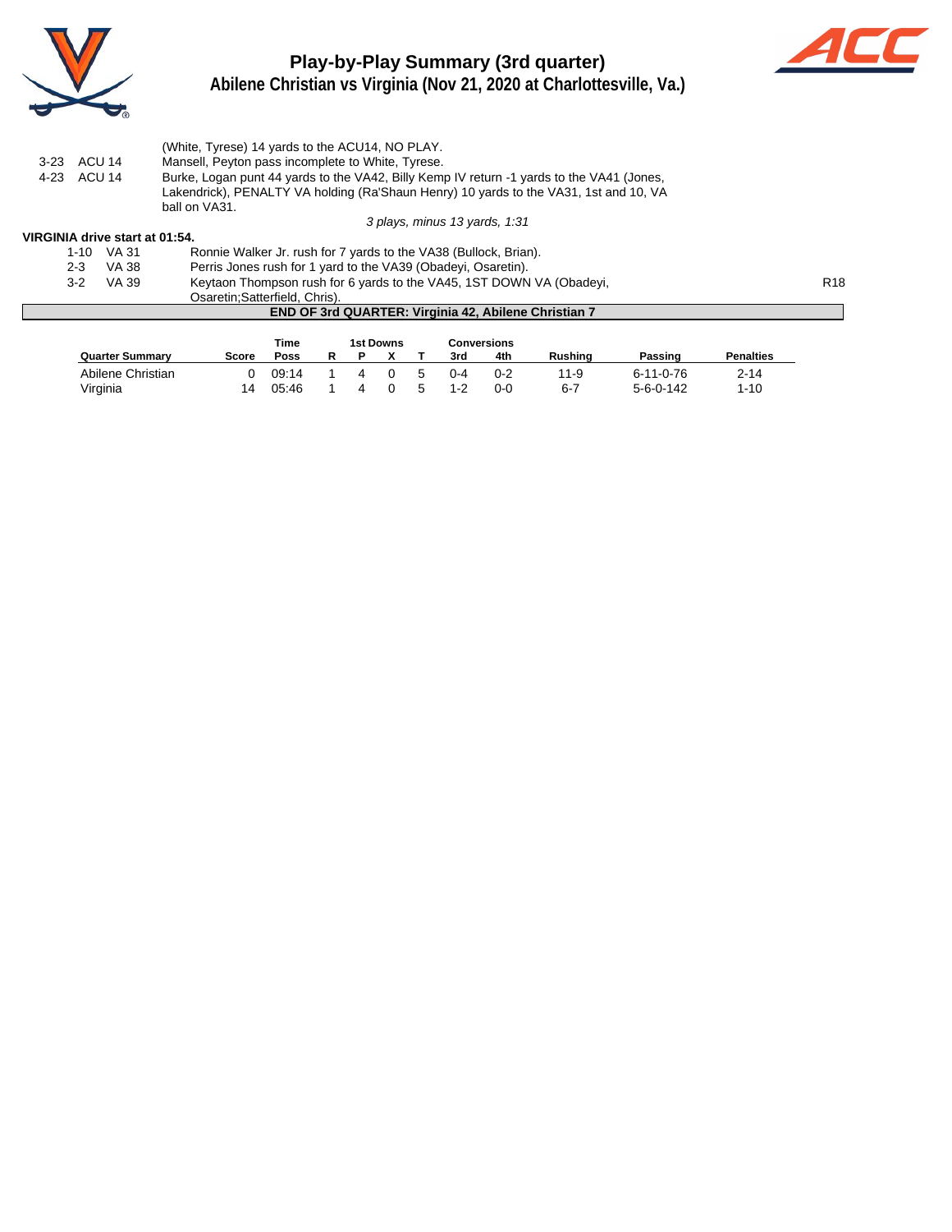# Play-by-Play Summary (3rd quarter)

## Abilene Christian vs Virginia (Nov 21, 2020 at Charlottesville, Va.)

| | | |
|---|---|---|
| | | (White, Tyrese) 14 yards to the ACU14, NO PLAY. |
| 3-23 | ACU 14 | Mansell, Peyton pass incomplete to White, Tyrese. |
| 4-23 | ACU 14 | Burke, Logan punt 44 yards to the VA42, Billy Kemp IV return -1 yards to the VA41 (Jones, Lakendrick), PENALTY VA holding (Ra'Shaun Henry) 10 yards to the VA31, 1st and 10, VA ball on VA31. |

*3 plays, minus 13 yards, 1:31*

**VIRGINIA drive start at 01:54.**

| | | | |
|---|---|---|---|
| 1-10 | VA 31 | Ronnie Walker Jr. rush for 7 yards to the VA38 (Bullock, Brian). | |
| 2-3 | VA 38 | Perris Jones rush for 1 yard to the VA39 (Obadeyi, Osaretin). | |
| 3-2 | VA 39 | Keytaon Thompson rush for 6 yards to the VA45, 1ST DOWN VA (Obadeyi, Osaretin;Satterfield, Chris). | R18 |

**END OF 3rd QUARTER: Virginia 42, Abilene Christian 7**

| Quarter Summary | Score | Time Poss | 1st Downs R | P | X | T | Conversions 3rd | 4th | Rushing | Passing | Penalties |
|---|---|---|---|---|---|---|---|---|---|---|---|
| Abilene Christian | 0 | 09:14 | 1 | 4 | 0 | 5 | 0-4 | 0-2 | 11-9 | 6-11-0-76 | 2-14 |
| Virginia | 14 | 05:46 | 1 | 4 | 0 | 5 | 1-2 | 0-0 | 6-7 | 5-6-0-142 | 1-10 |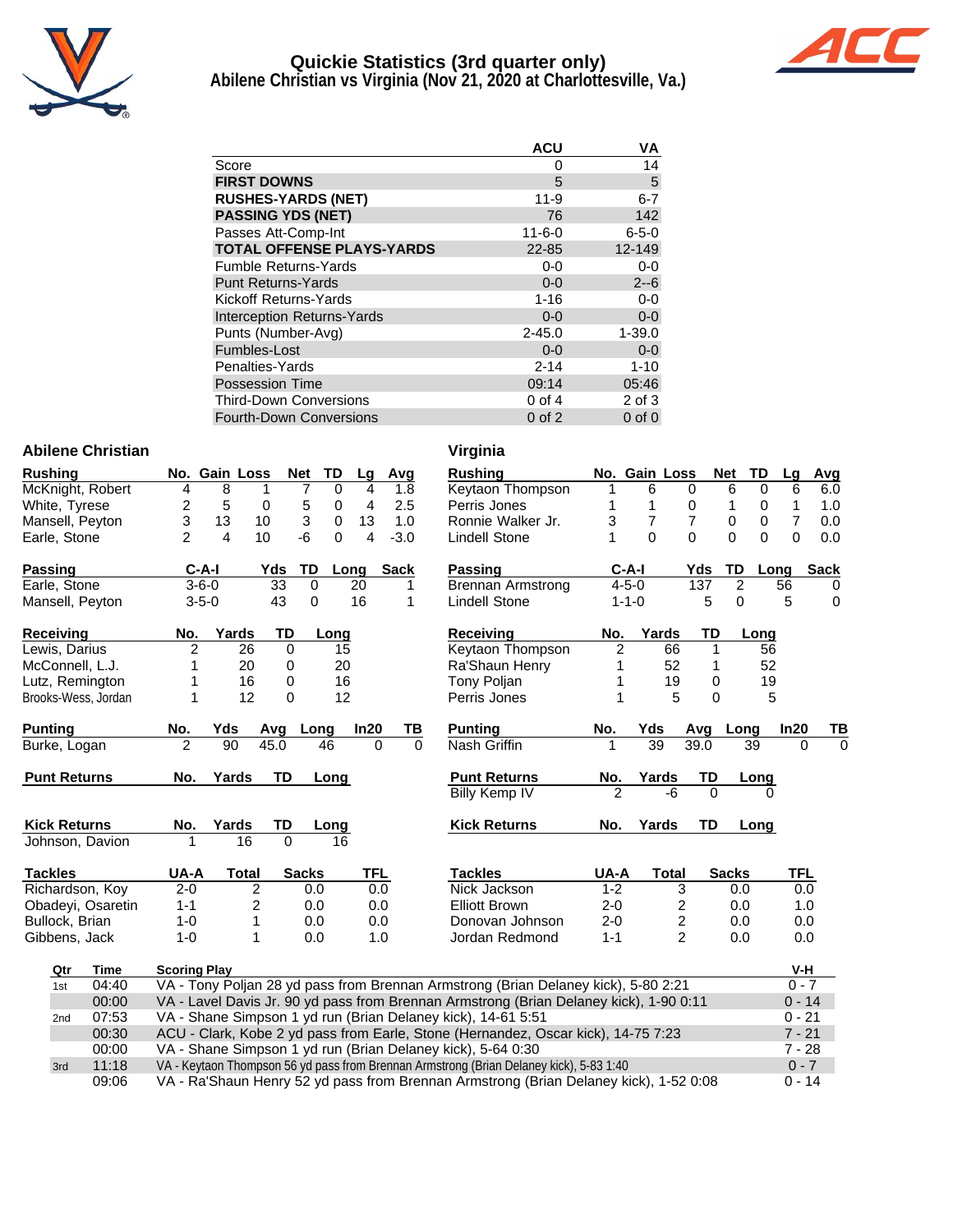# Quickie Statistics (3rd quarter only)

## Abilene Christian vs Virginia (Nov 21, 2020 at Charlottesville, Va.)

| | ACU | VA |
|---|---|---|
| Score | 0 | 14 |
| **FIRST DOWNS** | 5 | 5 |
| **RUSHES-YARDS (NET)** | 11-9 | 6-7 |
| **PASSING YDS (NET)** | 76 | 142 |
| Passes Att-Comp-Int | 11-6-0 | 6-5-0 |
| **TOTAL OFFENSE PLAYS-YARDS** | 22-85 | 12-149 |
| Fumble Returns-Yards | 0-0 | 0-0 |
| Punt Returns-Yards | 0-0 | 2--6 |
| Kickoff Returns-Yards | 1-16 | 0-0 |
| Interception Returns-Yards | 0-0 | 0-0 |
| Punts (Number-Avg) | 2-45.0 | 1-39.0 |
| Fumbles-Lost | 0-0 | 0-0 |
| Penalties-Yards | 2-14 | 1-10 |
| Possession Time | 09:14 | 05:46 |
| Third-Down Conversions | 0 of 4 | 2 of 3 |
| Fourth-Down Conversions | 0 of 2 | 0 of 0 |

### Abilene Christian

| Rushing | No. | Gain | Loss | Net | TD | Lg | Avg |
|---|---|---|---|---|---|---|---|
| McKnight, Robert | 4 | 8 | 1 | 7 | 0 | 4 | 1.8 |
| White, Tyrese | 2 | 5 | 0 | 5 | 0 | 4 | 2.5 |
| Mansell, Peyton | 3 | 13 | 10 | 3 | 0 | 13 | 1.0 |
| Earle, Stone | 2 | 4 | 10 | -6 | 0 | 4 | -3.0 |

| Passing | C-A-I | Yds | TD | Long | Sack |
|---|---|---|---|---|---|
| Earle, Stone | 3-6-0 | 33 | 0 | 20 | 1 |
| Mansell, Peyton | 3-5-0 | 43 | 0 | 16 | 1 |

| Receiving | No. | Yards | TD | Long |
|---|---|---|---|---|
| Lewis, Darius | 2 | 26 | 0 | 15 |
| McConnell, L.J. | 1 | 20 | 0 | 20 |
| Lutz, Remington | 1 | 16 | 0 | 16 |
| Brooks-Wess, Jordan | 1 | 12 | 0 | 12 |

| Punting | No. | Yds | Avg | Long | In20 | TB |
|---|---|---|---|---|---|---|
| Burke, Logan | 2 | 90 | 45.0 | 46 | 0 | 0 |

| Punt Returns | No. | Yards | TD | Long |
|---|---|---|---|---|

| Kick Returns | No. | Yards | TD | Long |
|---|---|---|---|---|
| Johnson, Davion | 1 | 16 | 0 | 16 |

| Tackles | UA-A | Total | Sacks | TFL |
|---|---|---|---|---|
| Richardson, Koy | 2-0 | 2 | 0.0 | 0.0 |
| Obadeyi, Osaretin | 1-1 | 2 | 0.0 | 0.0 |
| Bullock, Brian | 1-0 | 1 | 0.0 | 0.0 |
| Gibbens, Jack | 1-0 | 1 | 0.0 | 1.0 |

### Virginia

| Rushing | No. | Gain | Loss | Net | TD | Lg | Avg |
|---|---|---|---|---|---|---|---|
| Keytaon Thompson | 1 | 6 | 0 | 6 | 0 | 6 | 6.0 |
| Perris Jones | 1 | 1 | 0 | 1 | 0 | 1 | 1.0 |
| Ronnie Walker Jr. | 3 | 7 | 7 | 0 | 0 | 7 | 0.0 |
| Lindell Stone | 1 | 0 | 0 | 0 | 0 | 0 | 0.0 |

| Passing | C-A-I | Yds | TD | Long | Sack |
|---|---|---|---|---|---|
| Brennan Armstrong | 4-5-0 | 137 | 2 | 56 | 0 |
| Lindell Stone | 1-1-0 | 5 | 0 | 5 | 0 |

| Receiving | No. | Yards | TD | Long |
|---|---|---|---|---|
| Keytaon Thompson | 2 | 66 | 1 | 56 |
| Ra'Shaun Henry | 1 | 52 | 1 | 52 |
| Tony Poljan | 1 | 19 | 0 | 19 |
| Perris Jones | 1 | 5 | 0 | 5 |

| Punting | No. | Yds | Avg | Long | In20 | TB |
|---|---|---|---|---|---|---|
| Nash Griffin | 1 | 39 | 39.0 | 39 | 0 | 0 |

| Punt Returns | No. | Yards | TD | Long |
|---|---|---|---|---|
| Billy Kemp IV | 2 | -6 | 0 | 0 |

| Kick Returns | No. | Yards | TD | Long |
|---|---|---|---|---|

| Tackles | UA-A | Total | Sacks | TFL |
|---|---|---|---|---|
| Nick Jackson | 1-2 | 3 | 0.0 | 0.0 |
| Elliott Brown | 2-0 | 2 | 0.0 | 1.0 |
| Donovan Johnson | 2-0 | 2 | 0.0 | 0.0 |
| Jordan Redmond | 1-1 | 2 | 0.0 | 0.0 |

| Qtr | Time | Scoring Play | V-H |
|---|---|---|---|
| 1st | 04:40 | VA - Tony Poljan 28 yd pass from Brennan Armstrong (Brian Delaney kick), 5-80 2:21 | 0 - 7 |
| | 00:00 | VA - Lavel Davis Jr. 90 yd pass from Brennan Armstrong (Brian Delaney kick), 1-90 0:11 | 0 - 14 |
| 2nd | 07:53 | VA - Shane Simpson 1 yd run (Brian Delaney kick), 14-61 5:51 | 0 - 21 |
| | 00:30 | ACU - Clark, Kobe 2 yd pass from Earle, Stone (Hernandez, Oscar kick), 14-75 7:23 | 7 - 21 |
| | 00:00 | VA - Shane Simpson 1 yd run (Brian Delaney kick), 5-64 0:30 | 7 - 28 |
| 3rd | 11:18 | VA - Keytaon Thompson 56 yd pass from Brennan Armstrong (Brian Delaney kick), 5-83 1:40 | 0 - 7 |
| | 09:06 | VA - Ra'Shaun Henry 52 yd pass from Brennan Armstrong (Brian Delaney kick), 1-52 0:08 | 0 - 14 |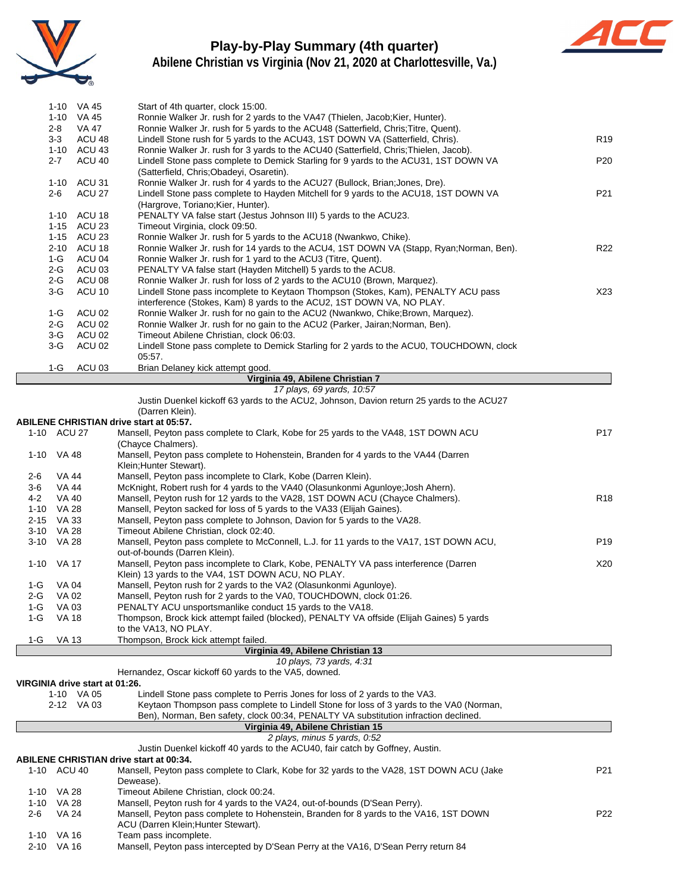# Play-by-Play Summary (4th quarter)

## Abilene Christian vs Virginia (Nov 21, 2020 at Charlottesville, Va.)

| Down | Spot | Play | |
|---|---|---|---|
| 1-10 | VA 45 | Start of 4th quarter, clock 15:00. | |
| 1-10 | VA 45 | Ronnie Walker Jr. rush for 2 yards to the VA47 (Thielen, Jacob;Kier, Hunter). | |
| 2-8 | VA 47 | Ronnie Walker Jr. rush for 5 yards to the ACU48 (Satterfield, Chris;Titre, Quent). | |
| 3-3 | ACU 48 | Lindell Stone rush for 5 yards to the ACU43, 1ST DOWN VA (Satterfield, Chris). | R19 |
| 1-10 | ACU 43 | Ronnie Walker Jr. rush for 3 yards to the ACU40 (Satterfield, Chris;Thielen, Jacob). | |
| 2-7 | ACU 40 | Lindell Stone pass complete to Demick Starling for 9 yards to the ACU31, 1ST DOWN VA (Satterfield, Chris;Obadeyi, Osaretin). | P20 |
| 1-10 | ACU 31 | Ronnie Walker Jr. rush for 4 yards to the ACU27 (Bullock, Brian;Jones, Dre). | |
| 2-6 | ACU 27 | Lindell Stone pass complete to Hayden Mitchell for 9 yards to the ACU18, 1ST DOWN VA (Hargrove, Toriano;Kier, Hunter). | P21 |
| 1-10 | ACU 18 | PENALTY VA false start (Jestus Johnson III) 5 yards to the ACU23. | |
| 1-15 | ACU 23 | Timeout Virginia, clock 09:50. | |
| 1-15 | ACU 23 | Ronnie Walker Jr. rush for 5 yards to the ACU18 (Nwankwo, Chike). | |
| 2-10 | ACU 18 | Ronnie Walker Jr. rush for 14 yards to the ACU4, 1ST DOWN VA (Stapp, Ryan;Norman, Ben). | R22 |
| 1-G | ACU 04 | Ronnie Walker Jr. rush for 1 yard to the ACU3 (Titre, Quent). | |
| 2-G | ACU 03 | PENALTY VA false start (Hayden Mitchell) 5 yards to the ACU8. | |
| 2-G | ACU 08 | Ronnie Walker Jr. rush for loss of 2 yards to the ACU10 (Brown, Marquez). | |
| 3-G | ACU 10 | Lindell Stone pass incomplete to Keytaon Thompson (Stokes, Kam), PENALTY ACU pass interference (Stokes, Kam) 8 yards to the ACU2, 1ST DOWN VA, NO PLAY. | X23 |
| 1-G | ACU 02 | Ronnie Walker Jr. rush for no gain to the ACU2 (Nwankwo, Chike;Brown, Marquez). | |
| 2-G | ACU 02 | Ronnie Walker Jr. rush for no gain to the ACU2 (Parker, Jairan;Norman, Ben). | |
| 3-G | ACU 02 | Timeout Abilene Christian, clock 06:03. | |
| 3-G | ACU 02 | Lindell Stone pass complete to Demick Starling for 2 yards to the ACU0, TOUCHDOWN, clock 05:57. | |
| 1-G | ACU 03 | Brian Delaney kick attempt good. | |

**Virginia 49, Abilene Christian 7**

*17 plays, 69 yards, 10:57*

Justin Duenkel kickoff 63 yards to the ACU2, Johnson, Davion return 25 yards to the ACU27 (Darren Klein).

**ABILENE CHRISTIAN drive start at 05:57.**

| Down | Spot | Play | |
|---|---|---|---|
| 1-10 | ACU 27 | Mansell, Peyton pass complete to Clark, Kobe for 25 yards to the VA48, 1ST DOWN ACU (Chayce Chalmers). | P17 |
| 1-10 | VA 48 | Mansell, Peyton pass complete to Hohenstein, Branden for 4 yards to the VA44 (Darren Klein;Hunter Stewart). | |
| 2-6 | VA 44 | Mansell, Peyton pass incomplete to Clark, Kobe (Darren Klein). | |
| 3-6 | VA 44 | McKnight, Robert rush for 4 yards to the VA40 (Olasunkonmi Agunloye;Josh Ahern). | |
| 4-2 | VA 40 | Mansell, Peyton rush for 12 yards to the VA28, 1ST DOWN ACU (Chayce Chalmers). | R18 |
| 1-10 | VA 28 | Mansell, Peyton sacked for loss of 5 yards to the VA33 (Elijah Gaines). | |
| 2-15 | VA 33 | Mansell, Peyton pass complete to Johnson, Davion for 5 yards to the VA28. | |
| 3-10 | VA 28 | Timeout Abilene Christian, clock 02:40. | |
| 3-10 | VA 28 | Mansell, Peyton pass complete to McConnell, L.J. for 11 yards to the VA17, 1ST DOWN ACU, out-of-bounds (Darren Klein). | P19 |
| 1-10 | VA 17 | Mansell, Peyton pass incomplete to Clark, Kobe, PENALTY VA pass interference (Darren Klein) 13 yards to the VA4, 1ST DOWN ACU, NO PLAY. | X20 |
| 1-G | VA 04 | Mansell, Peyton rush for 2 yards to the VA2 (Olasunkonmi Agunloye). | |
| 2-G | VA 02 | Mansell, Peyton rush for 2 yards to the VA0, TOUCHDOWN, clock 01:26. | |
| 1-G | VA 03 | PENALTY ACU unsportsmanlike conduct 15 yards to the VA18. | |
| 1-G | VA 18 | Thompson, Brock kick attempt failed (blocked), PENALTY VA offside (Elijah Gaines) 5 yards to the VA13, NO PLAY. | |
| 1-G | VA 13 | Thompson, Brock kick attempt failed. | |

**Virginia 49, Abilene Christian 13**

*10 plays, 73 yards, 4:31*

Hernandez, Oscar kickoff 60 yards to the VA5, downed.

**VIRGINIA drive start at 01:26.**

| Down | Spot | Play | |
|---|---|---|---|
| 1-10 | VA 05 | Lindell Stone pass complete to Perris Jones for loss of 2 yards to the VA3. | |
| 2-12 | VA 03 | Keytaon Thompson pass complete to Lindell Stone for loss of 3 yards to the VA0 (Norman, Ben), Norman, Ben safety, clock 00:34, PENALTY VA substitution infraction declined. | |

**Virginia 49, Abilene Christian 15**

*2 plays, minus 5 yards, 0:52*

Justin Duenkel kickoff 40 yards to the ACU40, fair catch by Goffney, Austin.

**ABILENE CHRISTIAN drive start at 00:34.**

| Down | Spot | Play | |
|---|---|---|---|
| 1-10 | ACU 40 | Mansell, Peyton pass complete to Clark, Kobe for 32 yards to the VA28, 1ST DOWN ACU (Jake Dewease). | P21 |
| 1-10 | VA 28 | Timeout Abilene Christian, clock 00:24. | |
| 1-10 | VA 28 | Mansell, Peyton rush for 4 yards to the VA24, out-of-bounds (D'Sean Perry). | |
| 2-6 | VA 24 | Mansell, Peyton pass complete to Hohenstein, Branden for 8 yards to the VA16, 1ST DOWN ACU (Darren Klein;Hunter Stewart). | P22 |
| 1-10 | VA 16 | Team pass incomplete. | |
| 2-10 | VA 16 | Mansell, Peyton pass intercepted by D'Sean Perry at the VA16, D'Sean Perry return 84 | |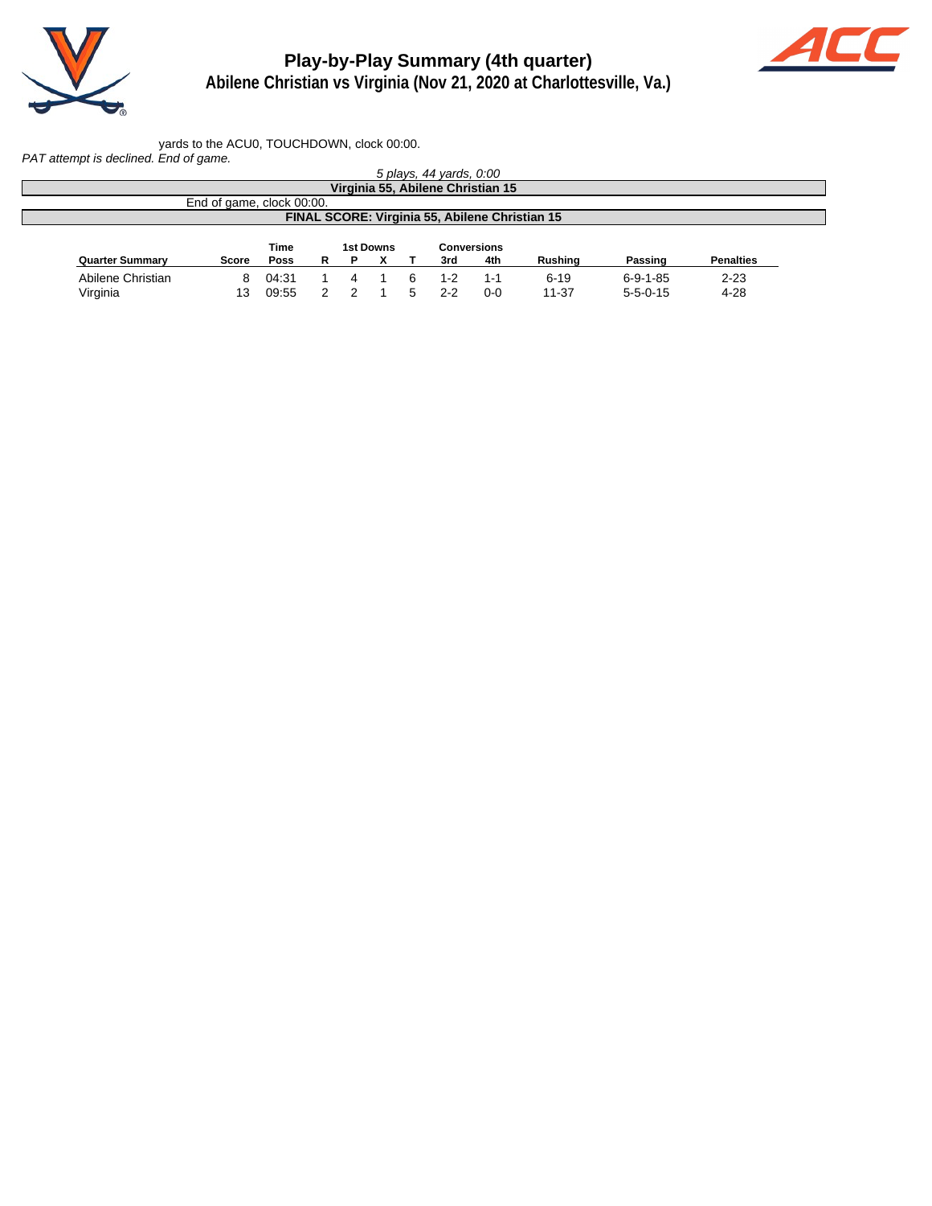# Play-by-Play Summary (4th quarter)
## Abilene Christian vs Virginia (Nov 21, 2020 at Charlottesville, Va.)

yards to the ACU0, TOUCHDOWN, clock 00:00.

*PAT attempt is declined. End of game.*

*5 plays, 44 yards, 0:00*

**Virginia 55, Abilene Christian 15**

End of game, clock 00:00.

**FINAL SCORE: Virginia 55, Abilene Christian 15**

| Quarter Summary | Score | Time Poss | 1st Downs R | P | X | T | Conversions 3rd | 4th | Rushing | Passing | Penalties |
|---|---|---|---|---|---|---|---|---|---|---|---|
| Abilene Christian | 8 | 04:31 | 1 | 4 | 1 | 6 | 1-2 | 1-1 | 6-19 | 6-9-1-85 | 2-23 |
| Virginia | 13 | 09:55 | 2 | 2 | 1 | 5 | 2-2 | 0-0 | 11-37 | 5-5-0-15 | 4-28 |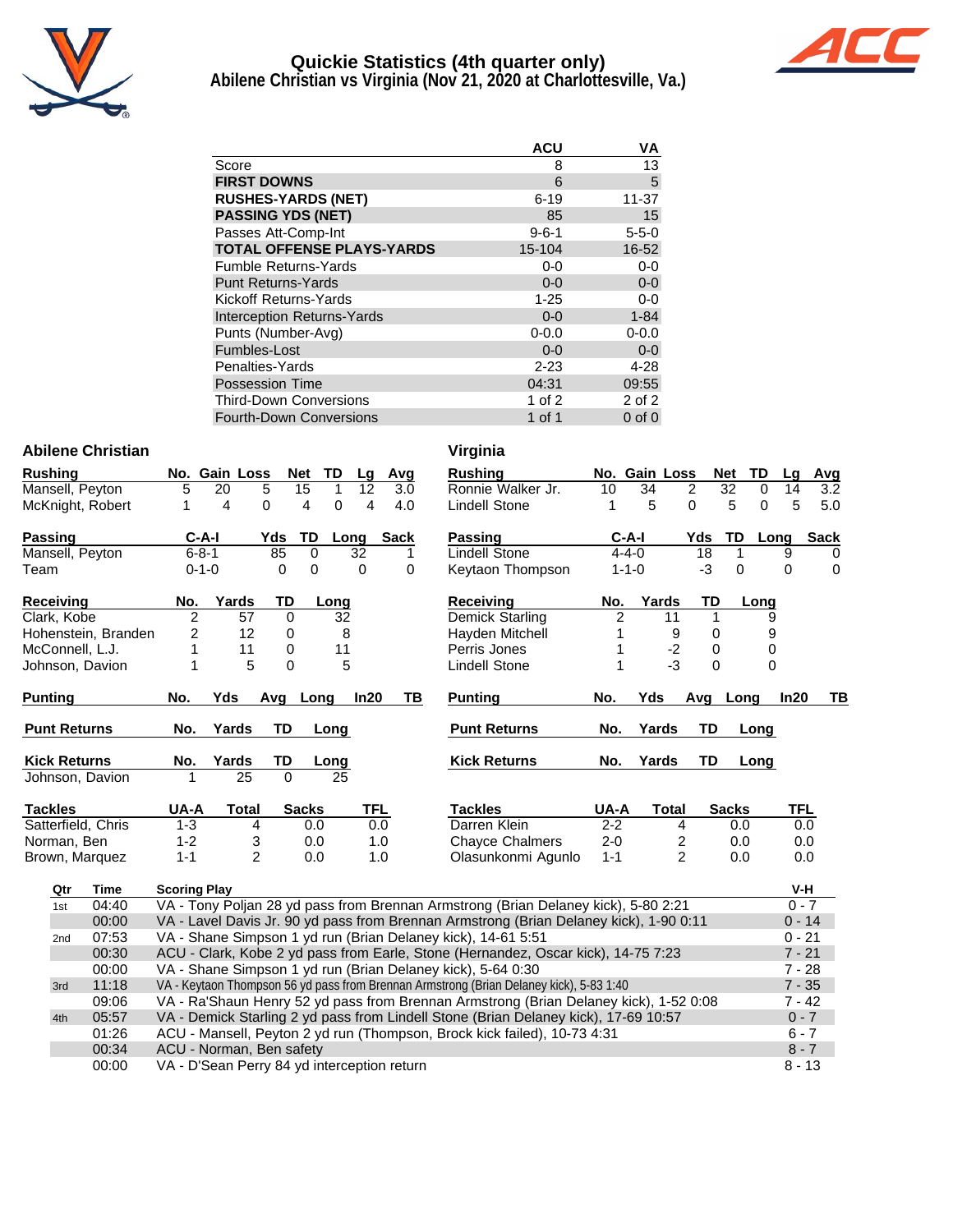# Quickie Statistics (4th quarter only)

## Abilene Christian vs Virginia (Nov 21, 2020 at Charlottesville, Va.)

| | ACU | VA |
|---|---|---|
| Score | 8 | 13 |
| **FIRST DOWNS** | 6 | 5 |
| **RUSHES-YARDS (NET)** | 6-19 | 11-37 |
| **PASSING YDS (NET)** | 85 | 15 |
| Passes Att-Comp-Int | 9-6-1 | 5-5-0 |
| **TOTAL OFFENSE PLAYS-YARDS** | 15-104 | 16-52 |
| Fumble Returns-Yards | 0-0 | 0-0 |
| Punt Returns-Yards | 0-0 | 0-0 |
| Kickoff Returns-Yards | 1-25 | 0-0 |
| Interception Returns-Yards | 0-0 | 1-84 |
| Punts (Number-Avg) | 0-0.0 | 0-0.0 |
| Fumbles-Lost | 0-0 | 0-0 |
| Penalties-Yards | 2-23 | 4-28 |
| Possession Time | 04:31 | 09:55 |
| Third-Down Conversions | 1 of 2 | 2 of 2 |
| Fourth-Down Conversions | 1 of 1 | 0 of 0 |

### Abilene Christian

| Rushing | No. | Gain | Loss | Net | TD | Lg | Avg |
|---|---|---|---|---|---|---|---|
| Mansell, Peyton | 5 | 20 | 5 | 15 | 1 | 12 | 3.0 |
| McKnight, Robert | 1 | 4 | 0 | 4 | 0 | 4 | 4.0 |

| Passing | C-A-I | Yds | TD | Long | Sack |
|---|---|---|---|---|---|
| Mansell, Peyton | 6-8-1 | 85 | 0 | 32 | 1 |
| Team | 0-1-0 | 0 | 0 | 0 | 0 |

| Receiving | No. | Yards | TD | Long |
|---|---|---|---|---|
| Clark, Kobe | 2 | 57 | 0 | 32 |
| Hohenstein, Branden | 2 | 12 | 0 | 8 |
| McConnell, L.J. | 1 | 11 | 0 | 11 |
| Johnson, Davion | 1 | 5 | 0 | 5 |

| Punting | No. | Yds | Avg | Long | In20 | TB |
|---|---|---|---|---|---|---|

| Punt Returns | No. | Yards | TD | Long |
|---|---|---|---|---|

| Kick Returns | No. | Yards | TD | Long |
|---|---|---|---|---|
| Johnson, Davion | 1 | 25 | 0 | 25 |

| Tackles | UA-A | Total | Sacks | TFL |
|---|---|---|---|---|
| Satterfield, Chris | 1-3 | 4 | 0.0 | 0.0 |
| Norman, Ben | 1-2 | 3 | 0.0 | 1.0 |
| Brown, Marquez | 1-1 | 2 | 0.0 | 1.0 |

### Virginia

| Rushing | No. | Gain | Loss | Net | TD | Lg | Avg |
|---|---|---|---|---|---|---|---|
| Ronnie Walker Jr. | 10 | 34 | 2 | 32 | 0 | 14 | 3.2 |
| Lindell Stone | 1 | 5 | 0 | 5 | 0 | 5 | 5.0 |

| Passing | C-A-I | Yds | TD | Long | Sack |
|---|---|---|---|---|---|
| Lindell Stone | 4-4-0 | 18 | 1 | 9 | 0 |
| Keytaon Thompson | 1-1-0 | -3 | 0 | 0 | 0 |

| Receiving | No. | Yards | TD | Long |
|---|---|---|---|---|
| Demick Starling | 2 | 11 | 1 | 9 |
| Hayden Mitchell | 1 | 9 | 0 | 9 |
| Perris Jones | 1 | -2 | 0 | 0 |
| Lindell Stone | 1 | -3 | 0 | 0 |

| Punting | No. | Yds | Avg | Long | In20 | TB |
|---|---|---|---|---|---|---|

| Punt Returns | No. | Yards | TD | Long |
|---|---|---|---|---|

| Kick Returns | No. | Yards | TD | Long |
|---|---|---|---|---|

| Tackles | UA-A | Total | Sacks | TFL |
|---|---|---|---|---|
| Darren Klein | 2-2 | 4 | 0.0 | 0.0 |
| Chayce Chalmers | 2-0 | 2 | 0.0 | 0.0 |
| Olasunkonmi Agunlo | 1-1 | 2 | 0.0 | 0.0 |

### Scoring Plays

| Qtr | Time | Scoring Play | V-H |
|---|---|---|---|
| 1st | 04:40 | VA - Tony Poljan 28 yd pass from Brennan Armstrong (Brian Delaney kick), 5-80 2:21 | 0 - 7 |
| | 00:00 | VA - Lavel Davis Jr. 90 yd pass from Brennan Armstrong (Brian Delaney kick), 1-90 0:11 | 0 - 14 |
| 2nd | 07:53 | VA - Shane Simpson 1 yd run (Brian Delaney kick), 14-61 5:51 | 0 - 21 |
| | 00:30 | ACU - Clark, Kobe 2 yd pass from Earle, Stone (Hernandez, Oscar kick), 14-75 7:23 | 7 - 21 |
| | 00:00 | VA - Shane Simpson 1 yd run (Brian Delaney kick), 5-64 0:30 | 7 - 28 |
| 3rd | 11:18 | VA - Keytaon Thompson 56 yd pass from Brennan Armstrong (Brian Delaney kick), 5-83 1:40 | 7 - 35 |
| | 09:06 | VA - Ra'Shaun Henry 52 yd pass from Brennan Armstrong (Brian Delaney kick), 1-52 0:08 | 7 - 42 |
| 4th | 05:57 | VA - Demick Starling 2 yd pass from Lindell Stone (Brian Delaney kick), 17-69 10:57 | 0 - 7 |
| | 01:26 | ACU - Mansell, Peyton 2 yd run (Thompson, Brock kick failed), 10-73 4:31 | 6 - 7 |
| | 00:34 | ACU - Norman, Ben safety | 8 - 7 |
| | 00:00 | VA - D'Sean Perry 84 yd interception return | 8 - 13 |